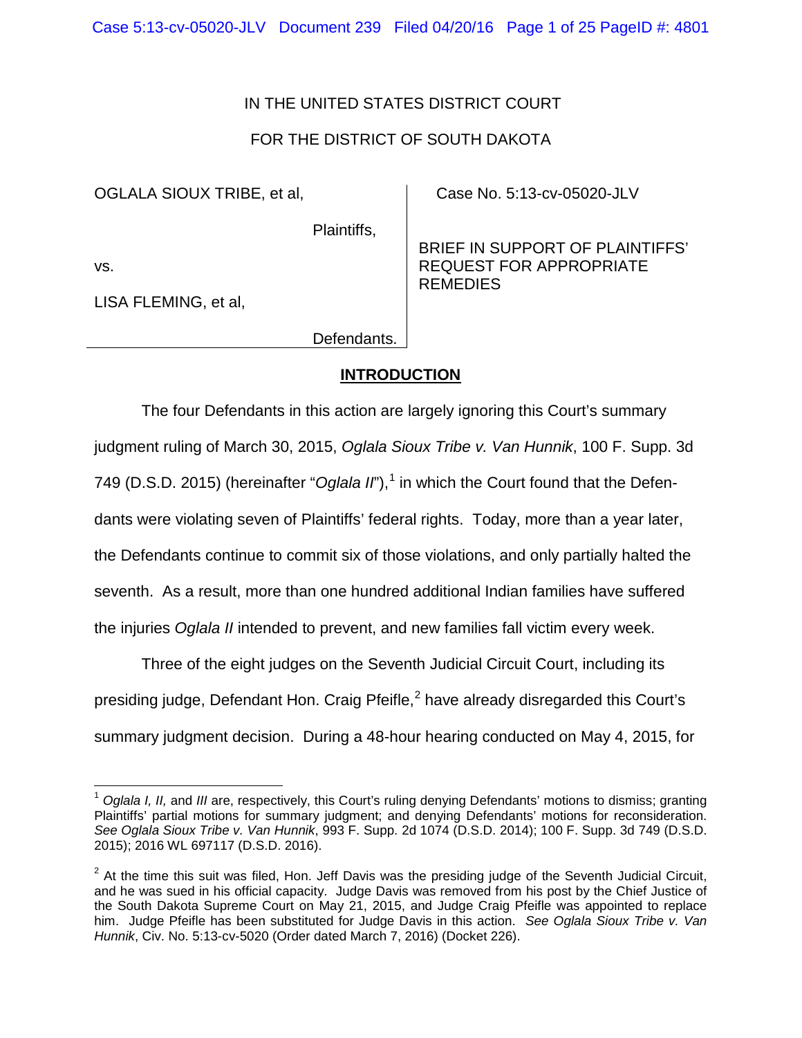IN THE UNITED STATES DISTRICT COURT

FOR THE DISTRICT OF SOUTH DAKOTA

| | |
|---|---|
| OGLALA SIOUX TRIBE, et al,<br><br>Plaintiffs,<br><br>vs.<br><br>LISA FLEMING, et al,<br><br>Defendants. | Case No. 5:13-cv-05020-JLV<br><br>BRIEF IN SUPPORT OF PLAINTIFFS' REQUEST FOR APPROPRIATE REMEDIES |

## INTRODUCTION

The four Defendants in this action are largely ignoring this Court's summary judgment ruling of March 30, 2015, *Oglala Sioux Tribe v. Van Hunnik*, 100 F. Supp. 3d 749 (D.S.D. 2015) (hereinafter "*Oglala II*"),[1] in which the Court found that the Defendants were violating seven of Plaintiffs' federal rights. Today, more than a year later, the Defendants continue to commit six of those violations, and only partially halted the seventh. As a result, more than one hundred additional Indian families have suffered the injuries *Oglala II* intended to prevent, and new families fall victim every week.

Three of the eight judges on the Seventh Judicial Circuit Court, including its presiding judge, Defendant Hon. Craig Pfeifle,[2] have already disregarded this Court's summary judgment decision. During a 48-hour hearing conducted on May 4, 2015, for

---

[1] *Oglala I, II,* and *III* are, respectively, this Court's ruling denying Defendants' motions to dismiss; granting Plaintiffs' partial motions for summary judgment; and denying Defendants' motions for reconsideration. *See Oglala Sioux Tribe v. Van Hunnik*, 993 F. Supp. 2d 1074 (D.S.D. 2014); 100 F. Supp. 3d 749 (D.S.D. 2015); 2016 WL 697117 (D.S.D. 2016).

[2] At the time this suit was filed, Hon. Jeff Davis was the presiding judge of the Seventh Judicial Circuit, and he was sued in his official capacity. Judge Davis was removed from his post by the Chief Justice of the South Dakota Supreme Court on May 21, 2015, and Judge Craig Pfeifle was appointed to replace him. Judge Pfeifle has been substituted for Judge Davis in this action. *See Oglala Sioux Tribe v. Van Hunnik*, Civ. No. 5:13-cv-5020 (Order dated March 7, 2016) (Docket 226).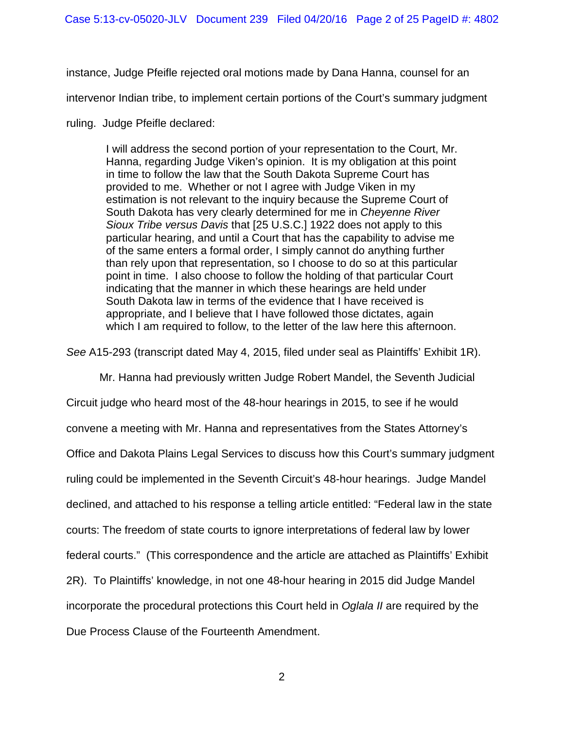instance, Judge Pfeifle rejected oral motions made by Dana Hanna, counsel for an intervenor Indian tribe, to implement certain portions of the Court's summary judgment ruling. Judge Pfeifle declared:

> I will address the second portion of your representation to the Court, Mr. Hanna, regarding Judge Viken's opinion. It is my obligation at this point in time to follow the law that the South Dakota Supreme Court has provided to me. Whether or not I agree with Judge Viken in my estimation is not relevant to the inquiry because the Supreme Court of South Dakota has very clearly determined for me in *Cheyenne River Sioux Tribe versus Davis* that [25 U.S.C.] 1922 does not apply to this particular hearing, and until a Court that has the capability to advise me of the same enters a formal order, I simply cannot do anything further than rely upon that representation, so I choose to do so at this particular point in time. I also choose to follow the holding of that particular Court indicating that the manner in which these hearings are held under South Dakota law in terms of the evidence that I have received is appropriate, and I believe that I have followed those dictates, again which I am required to follow, to the letter of the law here this afternoon.

*See* A15-293 (transcript dated May 4, 2015, filed under seal as Plaintiffs' Exhibit 1R).

Mr. Hanna had previously written Judge Robert Mandel, the Seventh Judicial Circuit judge who heard most of the 48-hour hearings in 2015, to see if he would convene a meeting with Mr. Hanna and representatives from the States Attorney's Office and Dakota Plains Legal Services to discuss how this Court's summary judgment ruling could be implemented in the Seventh Circuit's 48-hour hearings. Judge Mandel declined, and attached to his response a telling article entitled: "Federal law in the state courts: The freedom of state courts to ignore interpretations of federal law by lower federal courts." (This correspondence and the article are attached as Plaintiffs' Exhibit 2R). To Plaintiffs' knowledge, in not one 48-hour hearing in 2015 did Judge Mandel incorporate the procedural protections this Court held in *Oglala II* are required by the Due Process Clause of the Fourteenth Amendment.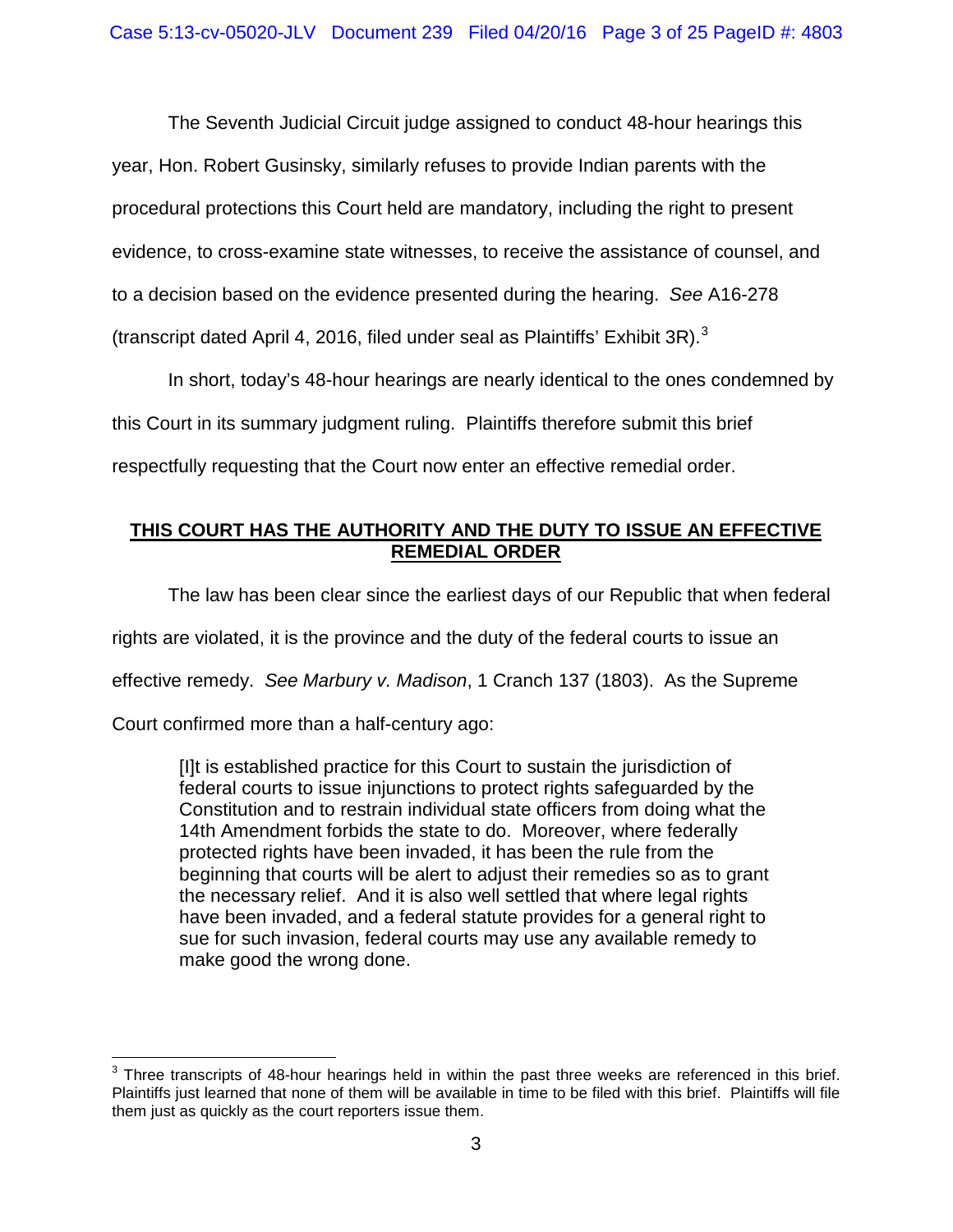The Seventh Judicial Circuit judge assigned to conduct 48-hour hearings this year, Hon. Robert Gusinsky, similarly refuses to provide Indian parents with the procedural protections this Court held are mandatory, including the right to present evidence, to cross-examine state witnesses, to receive the assistance of counsel, and to a decision based on the evidence presented during the hearing. *See* A16-278 (transcript dated April 4, 2016, filed under seal as Plaintiffs' Exhibit 3R).[3]

In short, today's 48-hour hearings are nearly identical to the ones condemned by this Court in its summary judgment ruling. Plaintiffs therefore submit this brief respectfully requesting that the Court now enter an effective remedial order.

## **<u>THIS COURT HAS THE AUTHORITY AND THE DUTY TO ISSUE AN EFFECTIVE REMEDIAL ORDER</u>**

The law has been clear since the earliest days of our Republic that when federal rights are violated, it is the province and the duty of the federal courts to issue an effective remedy. *See Marbury v. Madison*, 1 Cranch 137 (1803). As the Supreme Court confirmed more than a half-century ago:

> [I]t is established practice for this Court to sustain the jurisdiction of federal courts to issue injunctions to protect rights safeguarded by the Constitution and to restrain individual state officers from doing what the 14th Amendment forbids the state to do. Moreover, where federally protected rights have been invaded, it has been the rule from the beginning that courts will be alert to adjust their remedies so as to grant the necessary relief. And it is also well settled that where legal rights have been invaded, and a federal statute provides for a general right to sue for such invasion, federal courts may use any available remedy to make good the wrong done.

---

[3] Three transcripts of 48-hour hearings held in within the past three weeks are referenced in this brief. Plaintiffs just learned that none of them will be available in time to be filed with this brief. Plaintiffs will file them just as quickly as the court reporters issue them.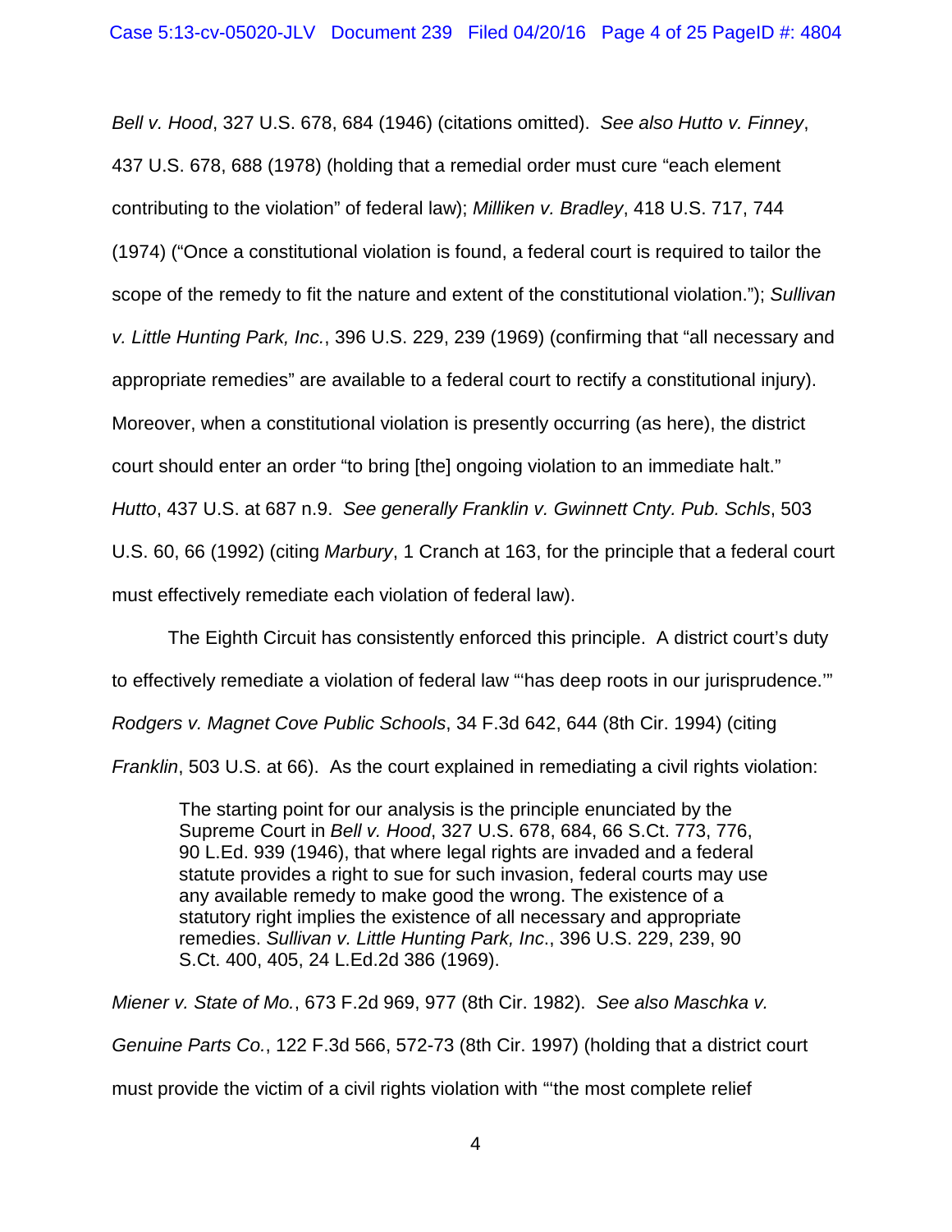*Bell v. Hood*, 327 U.S. 678, 684 (1946) (citations omitted). *See also Hutto v. Finney*, 437 U.S. 678, 688 (1978) (holding that a remedial order must cure "each element contributing to the violation" of federal law); *Milliken v. Bradley*, 418 U.S. 717, 744 (1974) ("Once a constitutional violation is found, a federal court is required to tailor the scope of the remedy to fit the nature and extent of the constitutional violation."); *Sullivan v. Little Hunting Park, Inc.*, 396 U.S. 229, 239 (1969) (confirming that "all necessary and appropriate remedies" are available to a federal court to rectify a constitutional injury). Moreover, when a constitutional violation is presently occurring (as here), the district court should enter an order "to bring [the] ongoing violation to an immediate halt." *Hutto*, 437 U.S. at 687 n.9. *See generally Franklin v. Gwinnett Cnty. Pub. Schls*, 503 U.S. 60, 66 (1992) (citing *Marbury*, 1 Cranch at 163, for the principle that a federal court must effectively remediate each violation of federal law).

The Eighth Circuit has consistently enforced this principle. A district court's duty to effectively remediate a violation of federal law "'has deep roots in our jurisprudence.'" *Rodgers v. Magnet Cove Public Schools*, 34 F.3d 642, 644 (8th Cir. 1994) (citing *Franklin*, 503 U.S. at 66). As the court explained in remediating a civil rights violation:

> The starting point for our analysis is the principle enunciated by the Supreme Court in *Bell v. Hood*, 327 U.S. 678, 684, 66 S.Ct. 773, 776, 90 L.Ed. 939 (1946), that where legal rights are invaded and a federal statute provides a right to sue for such invasion, federal courts may use any available remedy to make good the wrong. The existence of a statutory right implies the existence of all necessary and appropriate remedies. *Sullivan v. Little Hunting Park, Inc*., 396 U.S. 229, 239, 90 S.Ct. 400, 405, 24 L.Ed.2d 386 (1969).

*Miener v. State of Mo.*, 673 F.2d 969, 977 (8th Cir. 1982). *See also Maschka v. Genuine Parts Co.*, 122 F.3d 566, 572-73 (8th Cir. 1997) (holding that a district court must provide the victim of a civil rights violation with "'the most complete relief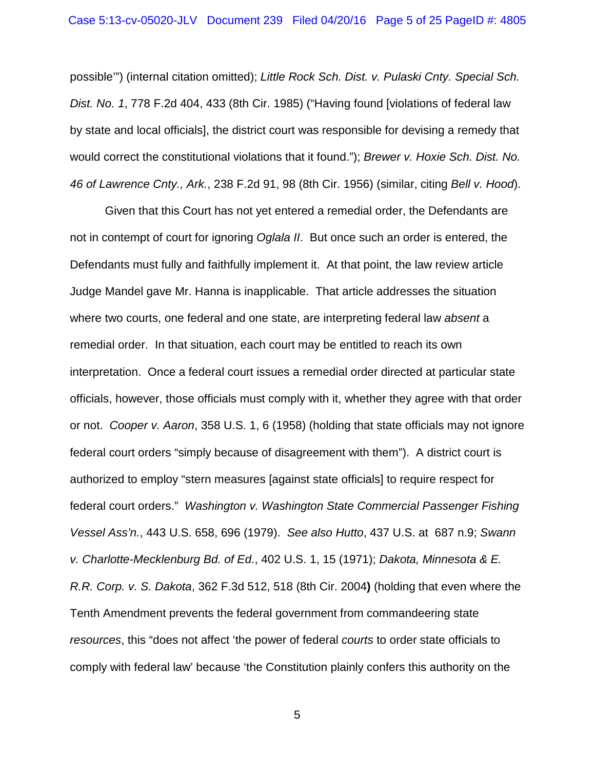possible'") (internal citation omitted); *Little Rock Sch. Dist. v. Pulaski Cnty. Special Sch. Dist. No. 1*, 778 F.2d 404, 433 (8th Cir. 1985) ("Having found [violations of federal law by state and local officials], the district court was responsible for devising a remedy that would correct the constitutional violations that it found."); *Brewer v. Hoxie Sch. Dist. No. 46 of Lawrence Cnty., Ark.*, 238 F.2d 91, 98 (8th Cir. 1956) (similar, citing *Bell v. Hood*).

Given that this Court has not yet entered a remedial order, the Defendants are not in contempt of court for ignoring *Oglala II*. But once such an order is entered, the Defendants must fully and faithfully implement it. At that point, the law review article Judge Mandel gave Mr. Hanna is inapplicable. That article addresses the situation where two courts, one federal and one state, are interpreting federal law *absent* a remedial order. In that situation, each court may be entitled to reach its own interpretation. Once a federal court issues a remedial order directed at particular state officials, however, those officials must comply with it, whether they agree with that order or not. *Cooper v. Aaron*, 358 U.S. 1, 6 (1958) (holding that state officials may not ignore federal court orders "simply because of disagreement with them"). A district court is authorized to employ "stern measures [against state officials] to require respect for federal court orders." *Washington v. Washington State Commercial Passenger Fishing Vessel Ass'n.*, 443 U.S. 658, 696 (1979). *See also Hutto*, 437 U.S. at 687 n.9; *Swann v. Charlotte-Mecklenburg Bd. of Ed.*, 402 U.S. 1, 15 (1971); *Dakota, Minnesota & E. R.R. Corp. v. S. Dakota*, 362 F.3d 512, 518 (8th Cir. 2004**)** (holding that even where the Tenth Amendment prevents the federal government from commandeering state *resources*, this "does not affect 'the power of federal *courts* to order state officials to comply with federal law' because 'the Constitution plainly confers this authority on the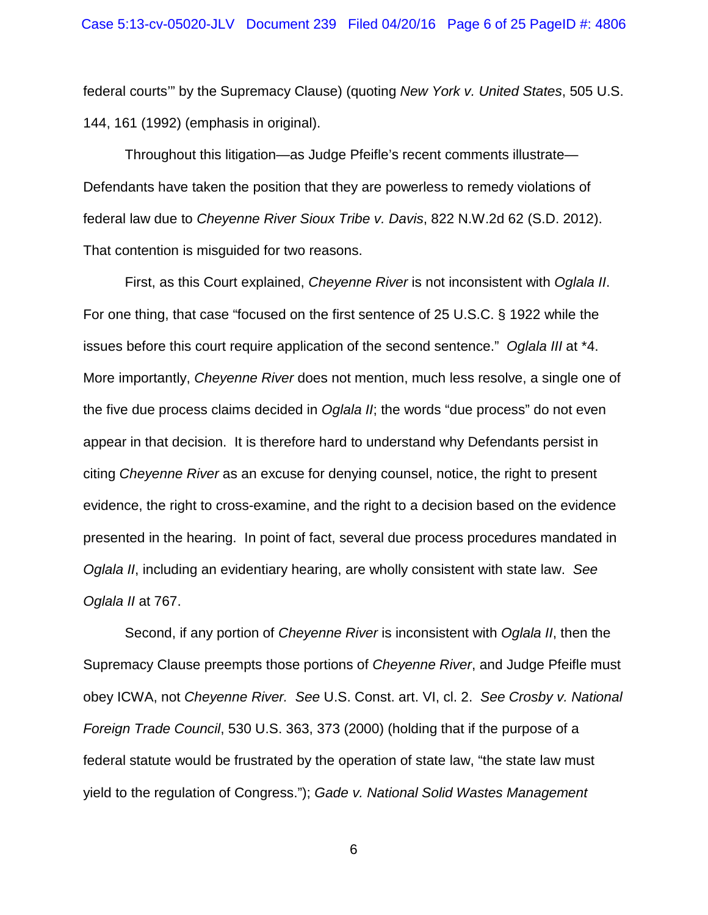federal courts'" by the Supremacy Clause) (quoting *New York v. United States*, 505 U.S. 144, 161 (1992) (emphasis in original).

Throughout this litigation—as Judge Pfeifle's recent comments illustrate—Defendants have taken the position that they are powerless to remedy violations of federal law due to *Cheyenne River Sioux Tribe v. Davis*, 822 N.W.2d 62 (S.D. 2012). That contention is misguided for two reasons.

First, as this Court explained, *Cheyenne River* is not inconsistent with *Oglala II*. For one thing, that case "focused on the first sentence of 25 U.S.C. § 1922 while the issues before this court require application of the second sentence." *Oglala III* at *4. More importantly, *Cheyenne River* does not mention, much less resolve, a single one of the five due process claims decided in *Oglala II*; the words "due process" do not even appear in that decision. It is therefore hard to understand why Defendants persist in citing *Cheyenne River* as an excuse for denying counsel, notice, the right to present evidence, the right to cross-examine, and the right to a decision based on the evidence presented in the hearing. In point of fact, several due process procedures mandated in *Oglala II*, including an evidentiary hearing, are wholly consistent with state law. *See Oglala II* at 767.

Second, if any portion of *Cheyenne River* is inconsistent with *Oglala II*, then the Supremacy Clause preempts those portions of *Cheyenne River*, and Judge Pfeifle must obey ICWA, not *Cheyenne River. See* U.S. Const. art. VI, cl. 2. *See Crosby v. National Foreign Trade Council*, 530 U.S. 363, 373 (2000) (holding that if the purpose of a federal statute would be frustrated by the operation of state law, "the state law must yield to the regulation of Congress."); *Gade v. National Solid Wastes Management*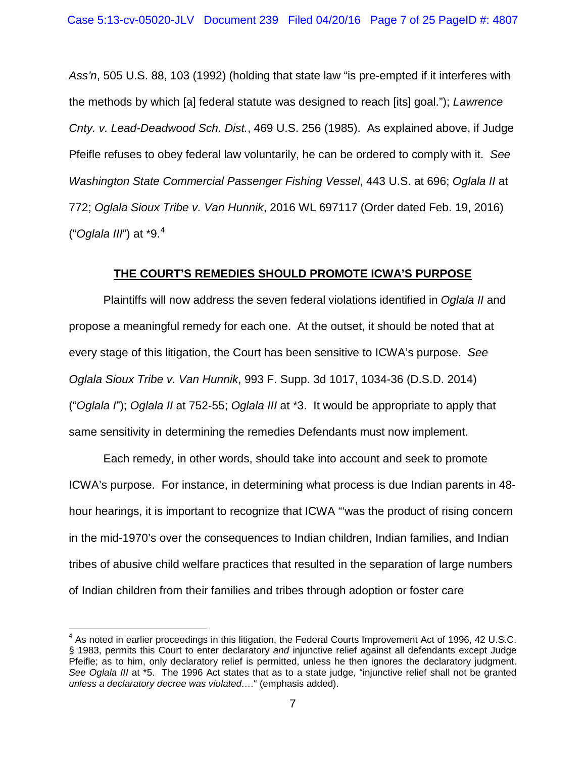*Ass'n*, 505 U.S. 88, 103 (1992) (holding that state law "is pre-empted if it interferes with the methods by which [a] federal statute was designed to reach [its] goal."); *Lawrence Cnty. v. Lead-Deadwood Sch. Dist.*, 469 U.S. 256 (1985). As explained above, if Judge Pfeifle refuses to obey federal law voluntarily, he can be ordered to comply with it. *See Washington State Commercial Passenger Fishing Vessel*, 443 U.S. at 696; *Oglala II* at 772; *Oglala Sioux Tribe v. Van Hunnik*, 2016 WL 697117 (Order dated Feb. 19, 2016) ("*Oglala III*") at *9.[4]

**THE COURT'S REMEDIES SHOULD PROMOTE ICWA'S PURPOSE**

Plaintiffs will now address the seven federal violations identified in *Oglala II* and propose a meaningful remedy for each one. At the outset, it should be noted that at every stage of this litigation, the Court has been sensitive to ICWA's purpose. *See Oglala Sioux Tribe v. Van Hunnik*, 993 F. Supp. 3d 1017, 1034-36 (D.S.D. 2014) ("*Oglala I*"); *Oglala II* at 752-55; *Oglala III* at *3. It would be appropriate to apply that same sensitivity in determining the remedies Defendants must now implement.

Each remedy, in other words, should take into account and seek to promote ICWA's purpose. For instance, in determining what process is due Indian parents in 48-hour hearings, it is important to recognize that ICWA "'was the product of rising concern in the mid-1970's over the consequences to Indian children, Indian families, and Indian tribes of abusive child welfare practices that resulted in the separation of large numbers of Indian children from their families and tribes through adoption or foster care

---

[4] As noted in earlier proceedings in this litigation, the Federal Courts Improvement Act of 1996, 42 U.S.C. § 1983, permits this Court to enter declaratory *and* injunctive relief against all defendants except Judge Pfeifle; as to him, only declaratory relief is permitted, unless he then ignores the declaratory judgment. *See Oglala III* at *5. The 1996 Act states that as to a state judge, "injunctive relief shall not be granted *unless a declaratory decree was violated*…." (emphasis added).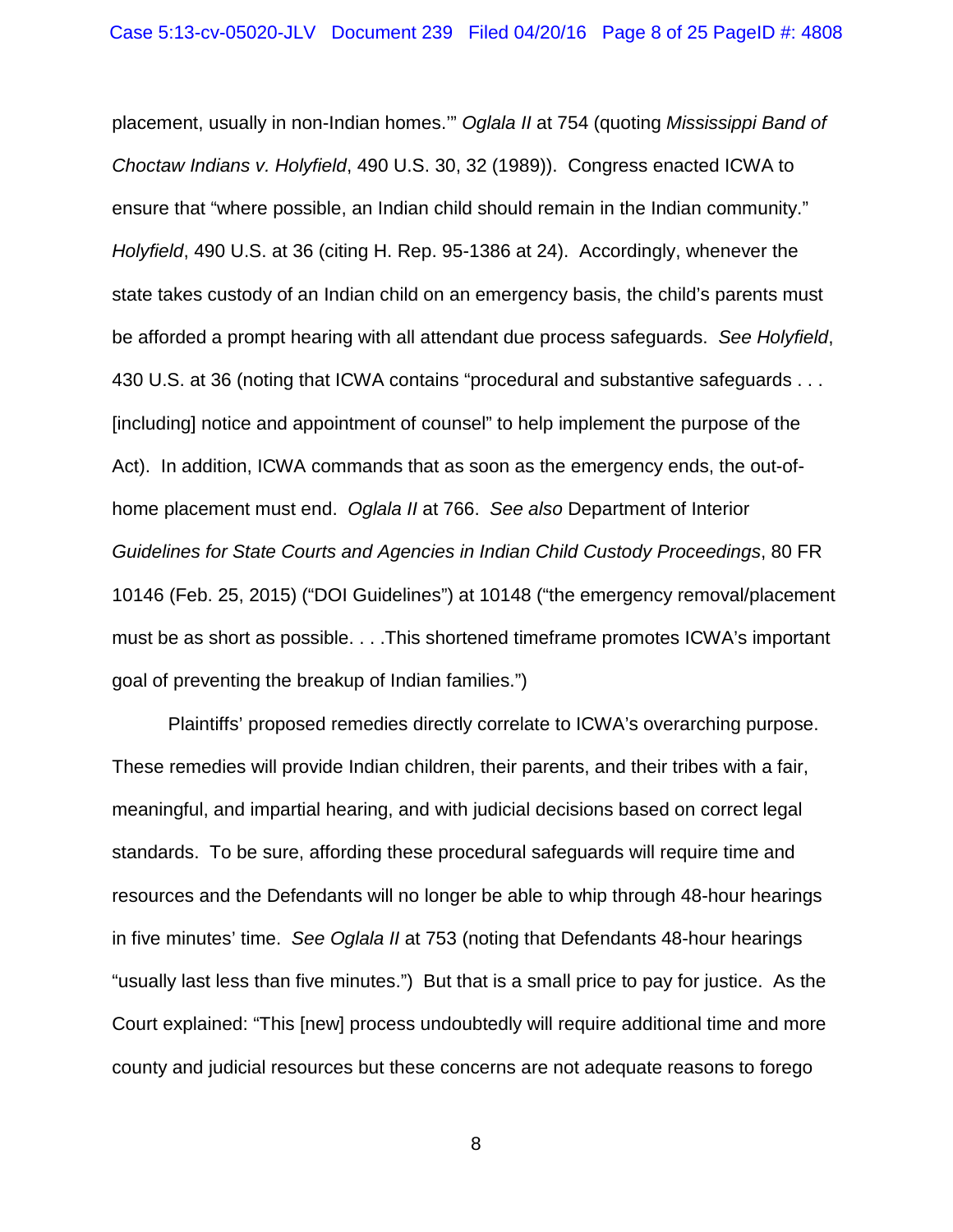placement, usually in non-Indian homes.'" *Oglala II* at 754 (quoting *Mississippi Band of Choctaw Indians v. Holyfield*, 490 U.S. 30, 32 (1989)). Congress enacted ICWA to ensure that "where possible, an Indian child should remain in the Indian community." *Holyfield*, 490 U.S. at 36 (citing H. Rep. 95-1386 at 24). Accordingly, whenever the state takes custody of an Indian child on an emergency basis, the child's parents must be afforded a prompt hearing with all attendant due process safeguards. *See Holyfield*, 430 U.S. at 36 (noting that ICWA contains "procedural and substantive safeguards . . . [including] notice and appointment of counsel" to help implement the purpose of the Act). In addition, ICWA commands that as soon as the emergency ends, the out-of-home placement must end. *Oglala II* at 766. *See also* Department of Interior *Guidelines for State Courts and Agencies in Indian Child Custody Proceedings*, 80 FR 10146 (Feb. 25, 2015) ("DOI Guidelines") at 10148 ("the emergency removal/placement must be as short as possible. . . .This shortened timeframe promotes ICWA's important goal of preventing the breakup of Indian families.")

Plaintiffs' proposed remedies directly correlate to ICWA's overarching purpose. These remedies will provide Indian children, their parents, and their tribes with a fair, meaningful, and impartial hearing, and with judicial decisions based on correct legal standards. To be sure, affording these procedural safeguards will require time and resources and the Defendants will no longer be able to whip through 48-hour hearings in five minutes' time. *See Oglala II* at 753 (noting that Defendants 48-hour hearings "usually last less than five minutes.") But that is a small price to pay for justice. As the Court explained: "This [new] process undoubtedly will require additional time and more county and judicial resources but these concerns are not adequate reasons to forego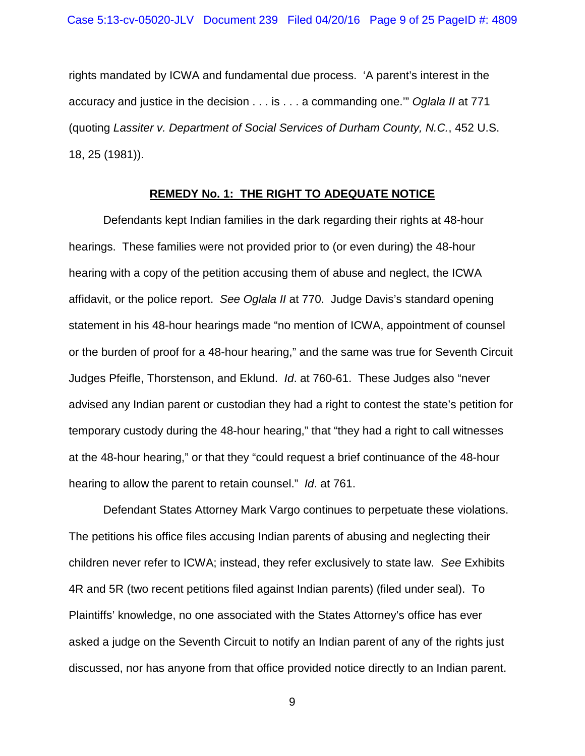rights mandated by ICWA and fundamental due process. 'A parent's interest in the accuracy and justice in the decision . . . is . . . a commanding one.'" *Oglala II* at 771 (quoting *Lassiter v. Department of Social Services of Durham County, N.C.*, 452 U.S. 18, 25 (1981)).

**<u>REMEDY No. 1: THE RIGHT TO ADEQUATE NOTICE</u>**

Defendants kept Indian families in the dark regarding their rights at 48-hour hearings. These families were not provided prior to (or even during) the 48-hour hearing with a copy of the petition accusing them of abuse and neglect, the ICWA affidavit, or the police report. *See Oglala II* at 770. Judge Davis's standard opening statement in his 48-hour hearings made "no mention of ICWA, appointment of counsel or the burden of proof for a 48-hour hearing," and the same was true for Seventh Circuit Judges Pfeifle, Thorstenson, and Eklund. *Id*. at 760-61. These Judges also "never advised any Indian parent or custodian they had a right to contest the state's petition for temporary custody during the 48-hour hearing," that "they had a right to call witnesses at the 48-hour hearing," or that they "could request a brief continuance of the 48-hour hearing to allow the parent to retain counsel." *Id*. at 761.

Defendant States Attorney Mark Vargo continues to perpetuate these violations. The petitions his office files accusing Indian parents of abusing and neglecting their children never refer to ICWA; instead, they refer exclusively to state law. *See* Exhibits 4R and 5R (two recent petitions filed against Indian parents) (filed under seal). To Plaintiffs' knowledge, no one associated with the States Attorney's office has ever asked a judge on the Seventh Circuit to notify an Indian parent of any of the rights just discussed, nor has anyone from that office provided notice directly to an Indian parent.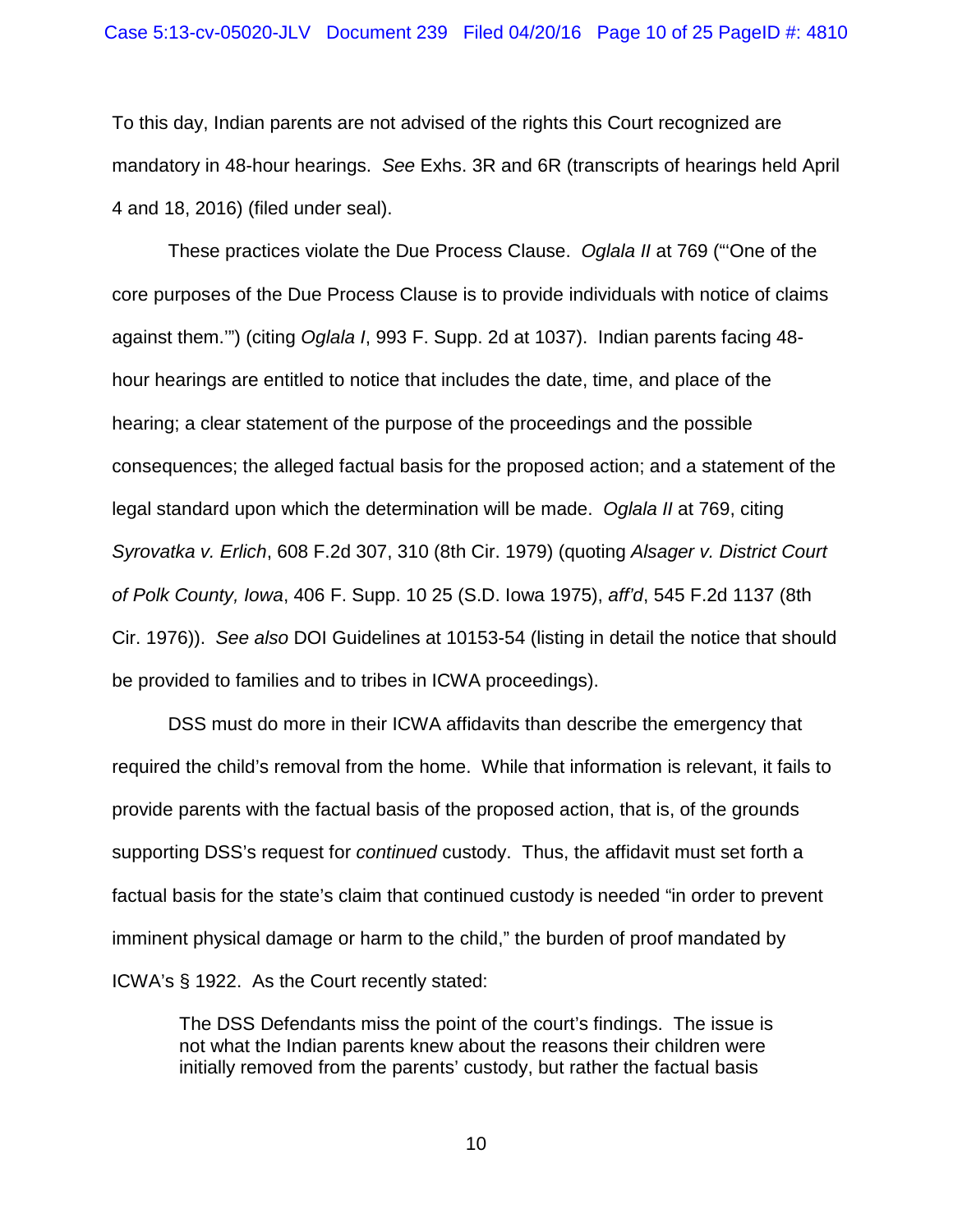To this day, Indian parents are not advised of the rights this Court recognized are mandatory in 48-hour hearings. *See* Exhs. 3R and 6R (transcripts of hearings held April 4 and 18, 2016) (filed under seal).

These practices violate the Due Process Clause. *Oglala II* at 769 ("'One of the core purposes of the Due Process Clause is to provide individuals with notice of claims against them.'") (citing *Oglala I*, 993 F. Supp. 2d at 1037). Indian parents facing 48-hour hearings are entitled to notice that includes the date, time, and place of the hearing; a clear statement of the purpose of the proceedings and the possible consequences; the alleged factual basis for the proposed action; and a statement of the legal standard upon which the determination will be made. *Oglala II* at 769, citing *Syrovatka v. Erlich*, 608 F.2d 307, 310 (8th Cir. 1979) (quoting *Alsager v. District Court of Polk County, Iowa*, 406 F. Supp. 10 25 (S.D. Iowa 1975), *aff'd*, 545 F.2d 1137 (8th Cir. 1976)). *See also* DOI Guidelines at 10153-54 (listing in detail the notice that should be provided to families and to tribes in ICWA proceedings).

DSS must do more in their ICWA affidavits than describe the emergency that required the child's removal from the home. While that information is relevant, it fails to provide parents with the factual basis of the proposed action, that is, of the grounds supporting DSS's request for *continued* custody. Thus, the affidavit must set forth a factual basis for the state's claim that continued custody is needed "in order to prevent imminent physical damage or harm to the child," the burden of proof mandated by ICWA's § 1922. As the Court recently stated:

> The DSS Defendants miss the point of the court's findings. The issue is not what the Indian parents knew about the reasons their children were initially removed from the parents' custody, but rather the factual basis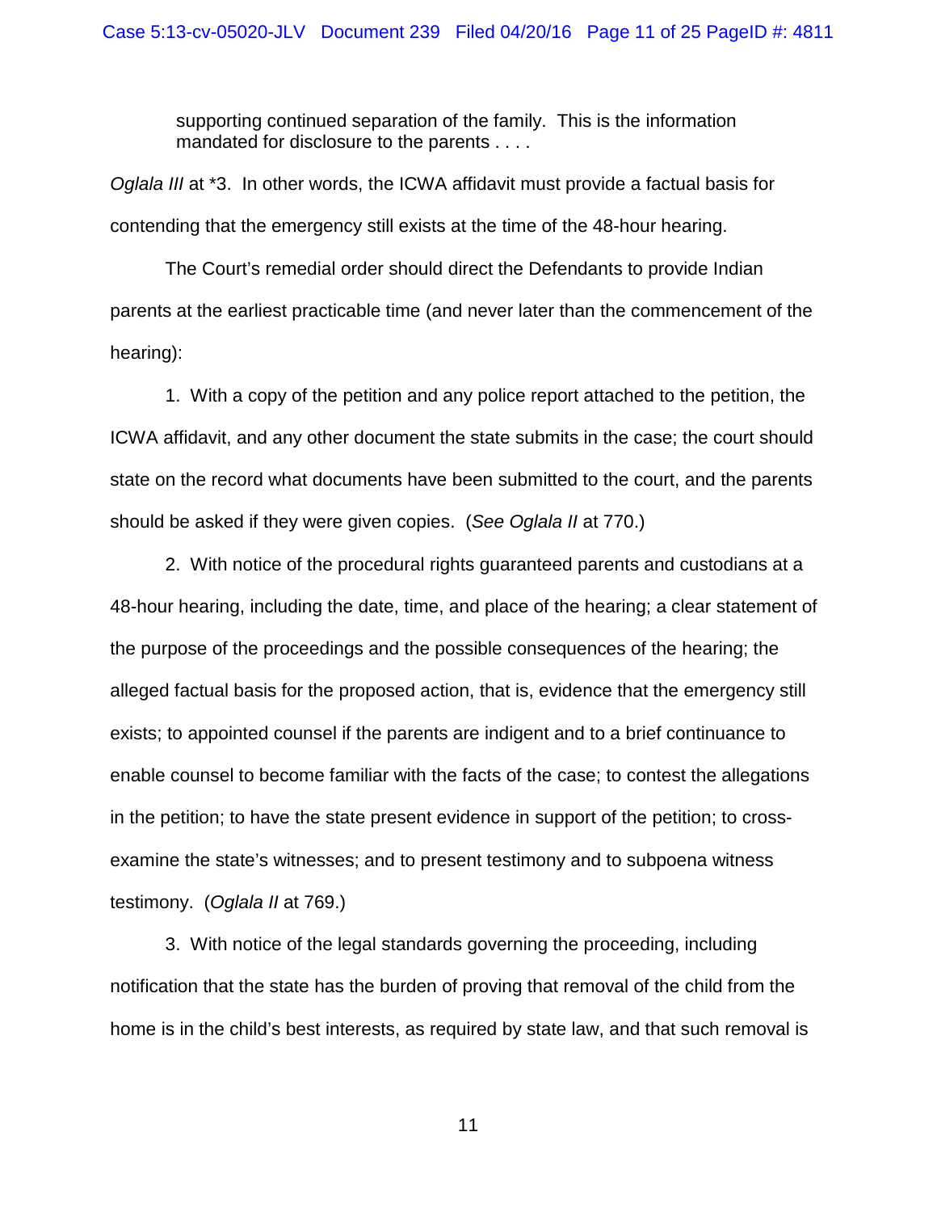> supporting continued separation of the family. This is the information mandated for disclosure to the parents . . . .

*Oglala III* at *3. In other words, the ICWA affidavit must provide a factual basis for contending that the emergency still exists at the time of the 48-hour hearing.

The Court's remedial order should direct the Defendants to provide Indian parents at the earliest practicable time (and never later than the commencement of the hearing):

1. With a copy of the petition and any police report attached to the petition, the ICWA affidavit, and any other document the state submits in the case; the court should state on the record what documents have been submitted to the court, and the parents should be asked if they were given copies. (*See Oglala II* at 770.)

2. With notice of the procedural rights guaranteed parents and custodians at a 48-hour hearing, including the date, time, and place of the hearing; a clear statement of the purpose of the proceedings and the possible consequences of the hearing; the alleged factual basis for the proposed action, that is, evidence that the emergency still exists; to appointed counsel if the parents are indigent and to a brief continuance to enable counsel to become familiar with the facts of the case; to contest the allegations in the petition; to have the state present evidence in support of the petition; to cross-examine the state's witnesses; and to present testimony and to subpoena witness testimony. (*Oglala II* at 769.)

3. With notice of the legal standards governing the proceeding, including notification that the state has the burden of proving that removal of the child from the home is in the child's best interests, as required by state law, and that such removal is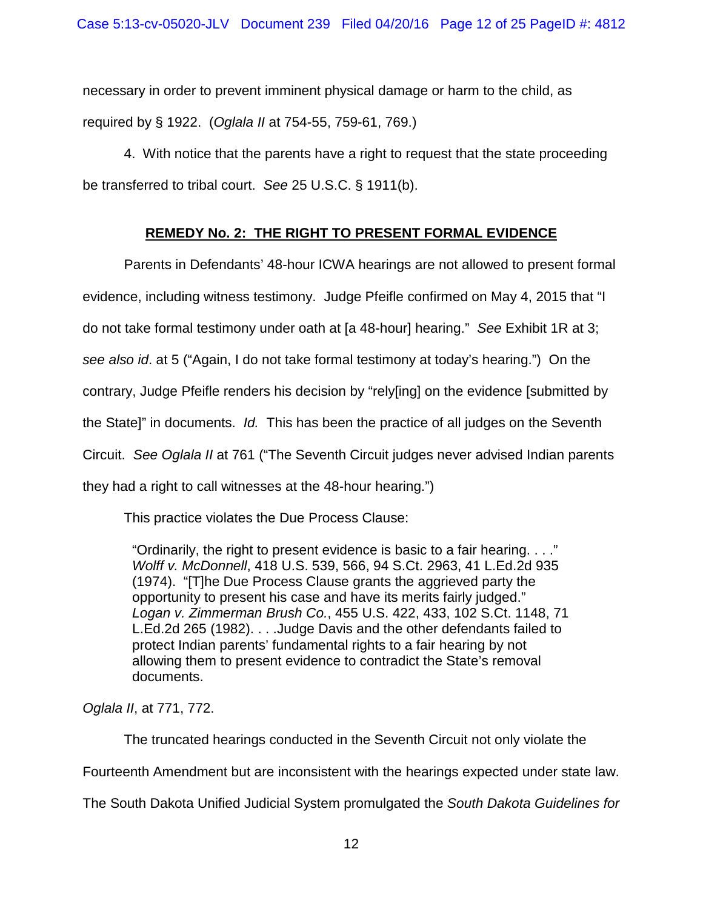necessary in order to prevent imminent physical damage or harm to the child, as required by § 1922. (*Oglala II* at 754-55, 759-61, 769.)

4. With notice that the parents have a right to request that the state proceeding be transferred to tribal court. *See* 25 U.S.C. § 1911(b).

## REMEDY No. 2: THE RIGHT TO PRESENT FORMAL EVIDENCE

Parents in Defendants' 48-hour ICWA hearings are not allowed to present formal evidence, including witness testimony. Judge Pfeifle confirmed on May 4, 2015 that "I do not take formal testimony under oath at [a 48-hour] hearing." *See* Exhibit 1R at 3; *see also id*. at 5 ("Again, I do not take formal testimony at today's hearing.") On the contrary, Judge Pfeifle renders his decision by "rely[ing] on the evidence [submitted by the State]" in documents. *Id.* This has been the practice of all judges on the Seventh Circuit. *See Oglala II* at 761 ("The Seventh Circuit judges never advised Indian parents they had a right to call witnesses at the 48-hour hearing.")

This practice violates the Due Process Clause:

> "Ordinarily, the right to present evidence is basic to a fair hearing. . . ." *Wolff v. McDonnell*, 418 U.S. 539, 566, 94 S.Ct. 2963, 41 L.Ed.2d 935 (1974). "[T]he Due Process Clause grants the aggrieved party the opportunity to present his case and have its merits fairly judged." *Logan v. Zimmerman Brush Co.*, 455 U.S. 422, 433, 102 S.Ct. 1148, 71 L.Ed.2d 265 (1982). . . .Judge Davis and the other defendants failed to protect Indian parents' fundamental rights to a fair hearing by not allowing them to present evidence to contradict the State's removal documents.

*Oglala II*, at 771, 772.

The truncated hearings conducted in the Seventh Circuit not only violate the Fourteenth Amendment but are inconsistent with the hearings expected under state law. The South Dakota Unified Judicial System promulgated the *South Dakota Guidelines for*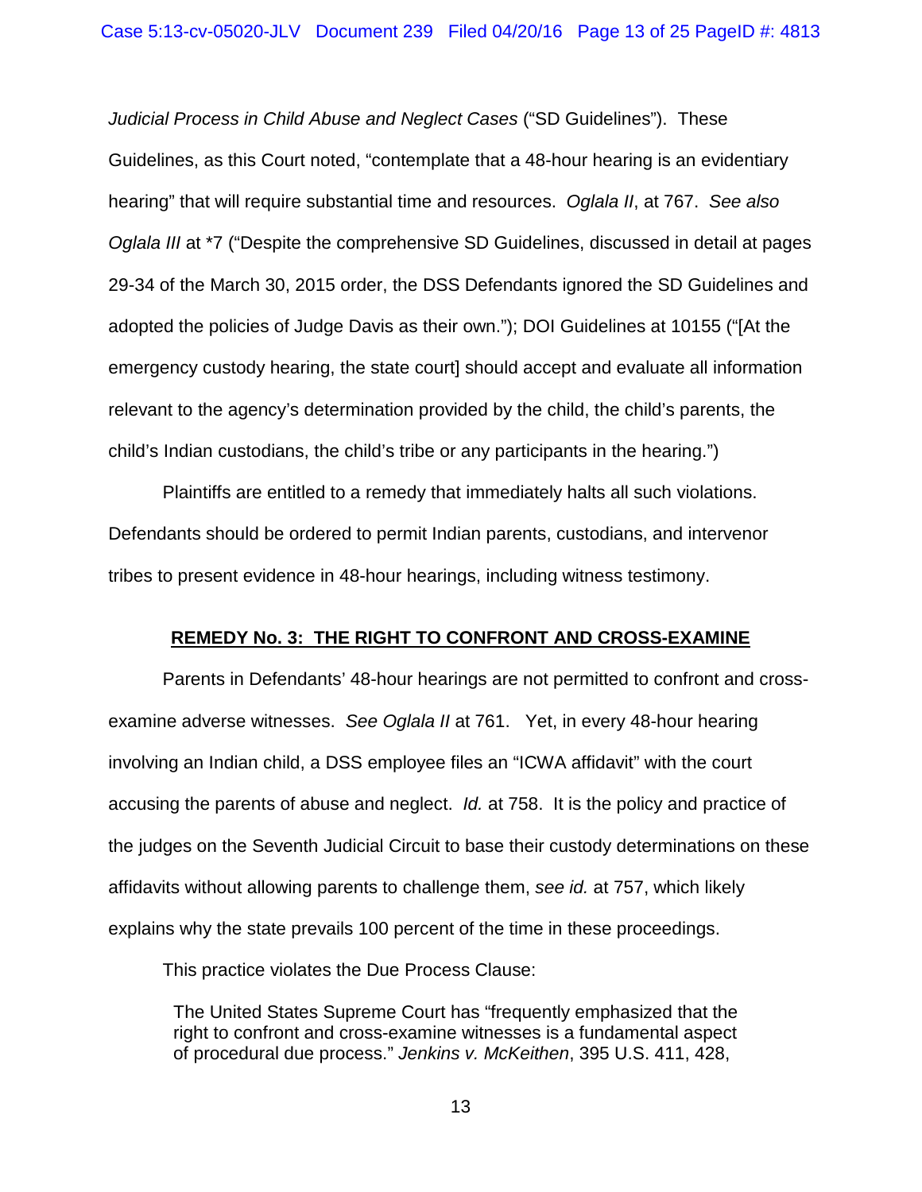*Judicial Process in Child Abuse and Neglect Cases* ("SD Guidelines"). These Guidelines, as this Court noted, "contemplate that a 48-hour hearing is an evidentiary hearing" that will require substantial time and resources. *Oglala II*, at 767. *See also Oglala III* at *7 ("Despite the comprehensive SD Guidelines, discussed in detail at pages 29-34 of the March 30, 2015 order, the DSS Defendants ignored the SD Guidelines and adopted the policies of Judge Davis as their own."); DOI Guidelines at 10155 ("[At the emergency custody hearing, the state court] should accept and evaluate all information relevant to the agency's determination provided by the child, the child's parents, the child's Indian custodians, the child's tribe or any participants in the hearing.")

Plaintiffs are entitled to a remedy that immediately halts all such violations. Defendants should be ordered to permit Indian parents, custodians, and intervenor tribes to present evidence in 48-hour hearings, including witness testimony.

## **<u>REMEDY No. 3: THE RIGHT TO CONFRONT AND CROSS-EXAMINE</u>**

Parents in Defendants' 48-hour hearings are not permitted to confront and cross-examine adverse witnesses. *See Oglala II* at 761. Yet, in every 48-hour hearing involving an Indian child, a DSS employee files an "ICWA affidavit" with the court accusing the parents of abuse and neglect. *Id.* at 758. It is the policy and practice of the judges on the Seventh Judicial Circuit to base their custody determinations on these affidavits without allowing parents to challenge them, *see id.* at 757, which likely explains why the state prevails 100 percent of the time in these proceedings.

This practice violates the Due Process Clause:

> The United States Supreme Court has "frequently emphasized that the right to confront and cross-examine witnesses is a fundamental aspect of procedural due process." *Jenkins v. McKeithen*, 395 U.S. 411, 428,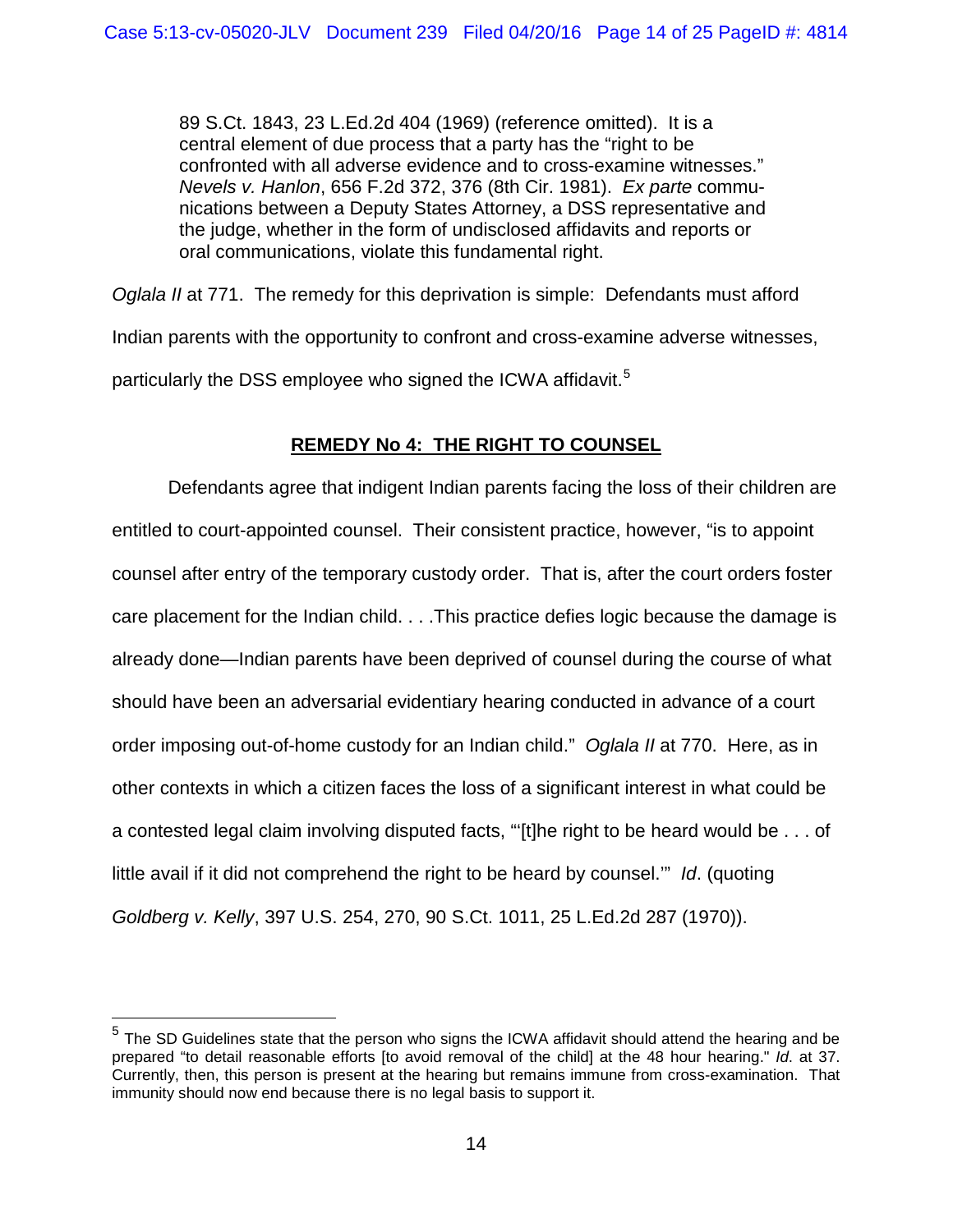> 89 S.Ct. 1843, 23 L.Ed.2d 404 (1969) (reference omitted). It is a central element of due process that a party has the "right to be confronted with all adverse evidence and to cross-examine witnesses." *Nevels v. Hanlon*, 656 F.2d 372, 376 (8th Cir. 1981). *Ex parte* communications between a Deputy States Attorney, a DSS representative and the judge, whether in the form of undisclosed affidavits and reports or oral communications, violate this fundamental right.

*Oglala II* at 771. The remedy for this deprivation is simple: Defendants must afford Indian parents with the opportunity to confront and cross-examine adverse witnesses, particularly the DSS employee who signed the ICWA affidavit.[5]

**REMEDY No 4: THE RIGHT TO COUNSEL**

Defendants agree that indigent Indian parents facing the loss of their children are entitled to court-appointed counsel. Their consistent practice, however, "is to appoint counsel after entry of the temporary custody order. That is, after the court orders foster care placement for the Indian child. . . .This practice defies logic because the damage is already done—Indian parents have been deprived of counsel during the course of what should have been an adversarial evidentiary hearing conducted in advance of a court order imposing out-of-home custody for an Indian child." *Oglala II* at 770. Here, as in other contexts in which a citizen faces the loss of a significant interest in what could be a contested legal claim involving disputed facts, "'[t]he right to be heard would be . . . of little avail if it did not comprehend the right to be heard by counsel.'" *Id*. (quoting *Goldberg v. Kelly*, 397 U.S. 254, 270, 90 S.Ct. 1011, 25 L.Ed.2d 287 (1970)).

---

[5] The SD Guidelines state that the person who signs the ICWA affidavit should attend the hearing and be prepared "to detail reasonable efforts [to avoid removal of the child] at the 48 hour hearing." *Id*. at 37. Currently, then, this person is present at the hearing but remains immune from cross-examination. That immunity should now end because there is no legal basis to support it.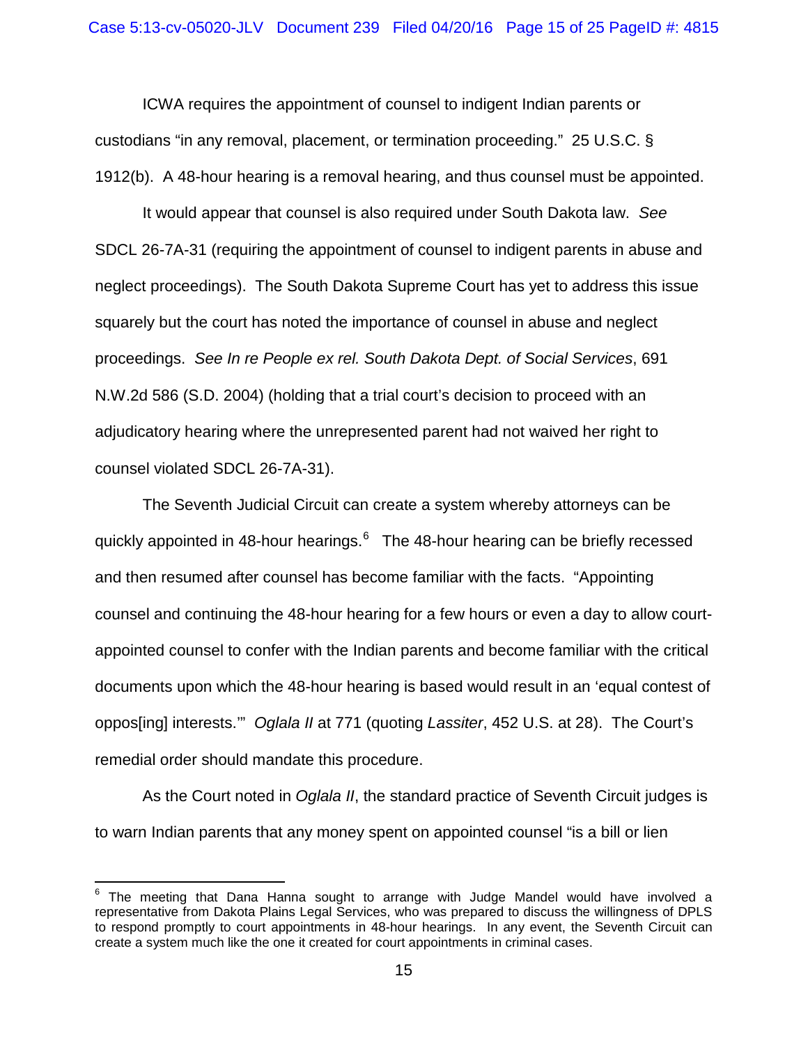ICWA requires the appointment of counsel to indigent Indian parents or custodians "in any removal, placement, or termination proceeding." 25 U.S.C. § 1912(b). A 48-hour hearing is a removal hearing, and thus counsel must be appointed.

It would appear that counsel is also required under South Dakota law. *See* SDCL 26-7A-31 (requiring the appointment of counsel to indigent parents in abuse and neglect proceedings). The South Dakota Supreme Court has yet to address this issue squarely but the court has noted the importance of counsel in abuse and neglect proceedings. *See In re People ex rel. South Dakota Dept. of Social Services*, 691 N.W.2d 586 (S.D. 2004) (holding that a trial court's decision to proceed with an adjudicatory hearing where the unrepresented parent had not waived her right to counsel violated SDCL 26-7A-31).

The Seventh Judicial Circuit can create a system whereby attorneys can be quickly appointed in 48-hour hearings.[6] The 48-hour hearing can be briefly recessed and then resumed after counsel has become familiar with the facts. "Appointing counsel and continuing the 48-hour hearing for a few hours or even a day to allow court-appointed counsel to confer with the Indian parents and become familiar with the critical documents upon which the 48-hour hearing is based would result in an 'equal contest of oppos[ing] interests.'" *Oglala II* at 771 (quoting *Lassiter*, 452 U.S. at 28). The Court's remedial order should mandate this procedure.

As the Court noted in *Oglala II*, the standard practice of Seventh Circuit judges is to warn Indian parents that any money spent on appointed counsel "is a bill or lien

---

[6] The meeting that Dana Hanna sought to arrange with Judge Mandel would have involved a representative from Dakota Plains Legal Services, who was prepared to discuss the willingness of DPLS to respond promptly to court appointments in 48-hour hearings. In any event, the Seventh Circuit can create a system much like the one it created for court appointments in criminal cases.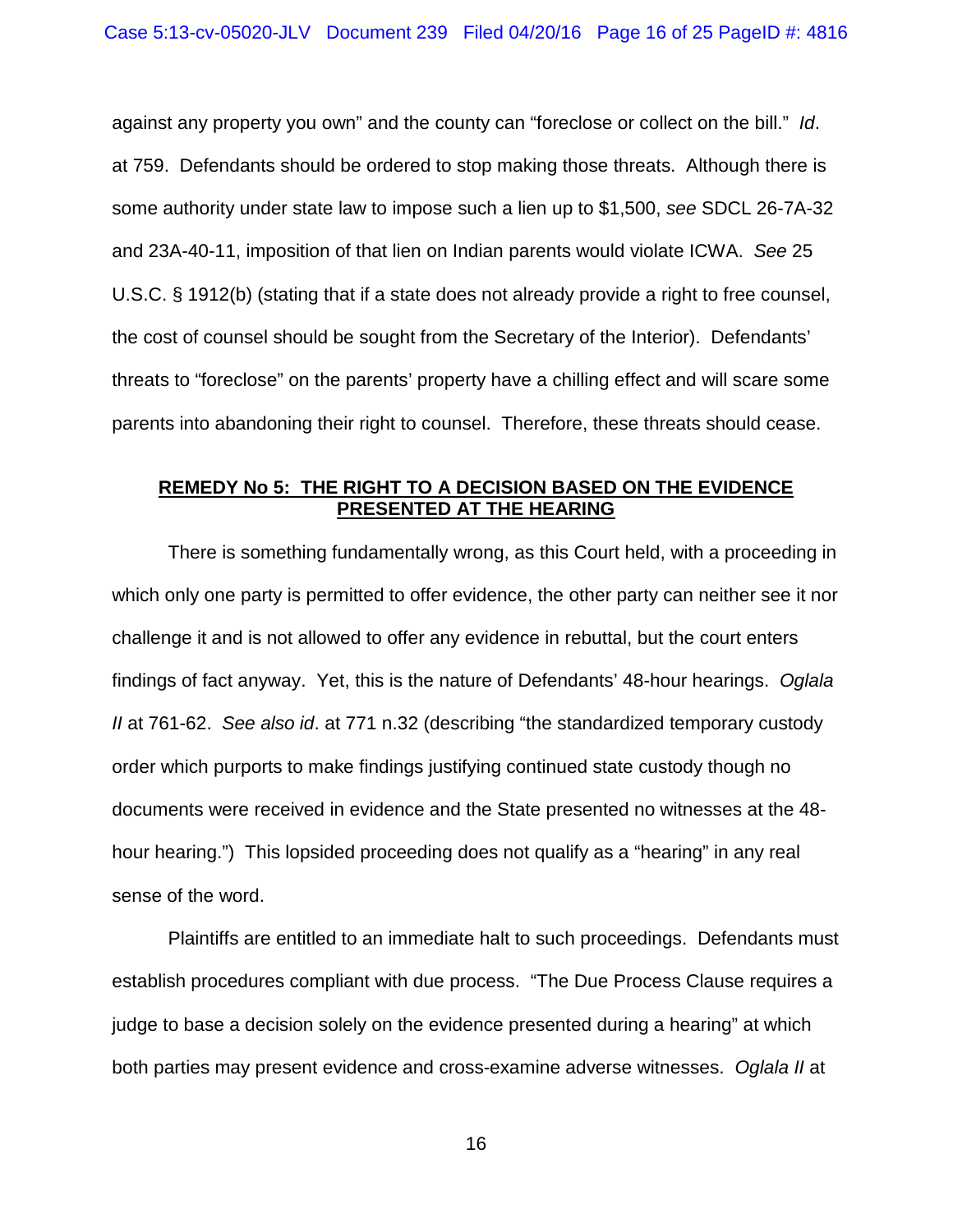against any property you own" and the county can "foreclose or collect on the bill." *Id*. at 759. Defendants should be ordered to stop making those threats. Although there is some authority under state law to impose such a lien up to $1,500, *see* SDCL 26-7A-32 and 23A-40-11, imposition of that lien on Indian parents would violate ICWA. *See* 25 U.S.C. § 1912(b) (stating that if a state does not already provide a right to free counsel, the cost of counsel should be sought from the Secretary of the Interior). Defendants' threats to "foreclose" on the parents' property have a chilling effect and will scare some parents into abandoning their right to counsel. Therefore, these threats should cease.

## **REMEDY No 5: THE RIGHT TO A DECISION BASED ON THE EVIDENCE PRESENTED AT THE HEARING**

There is something fundamentally wrong, as this Court held, with a proceeding in which only one party is permitted to offer evidence, the other party can neither see it nor challenge it and is not allowed to offer any evidence in rebuttal, but the court enters findings of fact anyway. Yet, this is the nature of Defendants' 48-hour hearings. *Oglala II* at 761-62. *See also id*. at 771 n.32 (describing "the standardized temporary custody order which purports to make findings justifying continued state custody though no documents were received in evidence and the State presented no witnesses at the 48-hour hearing.") This lopsided proceeding does not qualify as a "hearing" in any real sense of the word.

Plaintiffs are entitled to an immediate halt to such proceedings. Defendants must establish procedures compliant with due process. "The Due Process Clause requires a judge to base a decision solely on the evidence presented during a hearing" at which both parties may present evidence and cross-examine adverse witnesses. *Oglala II* at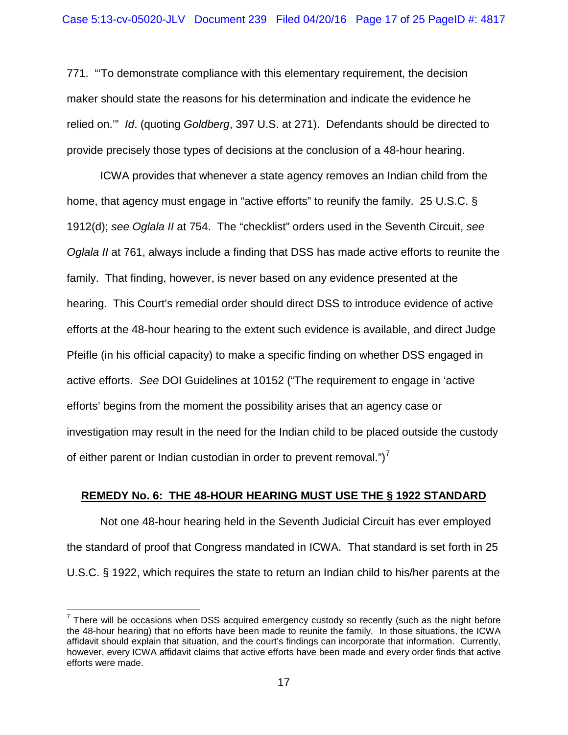771. "'To demonstrate compliance with this elementary requirement, the decision maker should state the reasons for his determination and indicate the evidence he relied on.'" *Id*. (quoting *Goldberg*, 397 U.S. at 271). Defendants should be directed to provide precisely those types of decisions at the conclusion of a 48-hour hearing.

ICWA provides that whenever a state agency removes an Indian child from the home, that agency must engage in "active efforts" to reunify the family. 25 U.S.C. § 1912(d); *see Oglala II* at 754. The "checklist" orders used in the Seventh Circuit, *see Oglala II* at 761, always include a finding that DSS has made active efforts to reunite the family. That finding, however, is never based on any evidence presented at the hearing. This Court's remedial order should direct DSS to introduce evidence of active efforts at the 48-hour hearing to the extent such evidence is available, and direct Judge Pfeifle (in his official capacity) to make a specific finding on whether DSS engaged in active efforts. *See* DOI Guidelines at 10152 ("The requirement to engage in 'active efforts' begins from the moment the possibility arises that an agency case or investigation may result in the need for the Indian child to be placed outside the custody of either parent or Indian custodian in order to prevent removal.")[7]

**REMEDY No. 6: THE 48-HOUR HEARING MUST USE THE § 1922 STANDARD**

Not one 48-hour hearing held in the Seventh Judicial Circuit has ever employed the standard of proof that Congress mandated in ICWA. That standard is set forth in 25 U.S.C. § 1922, which requires the state to return an Indian child to his/her parents at the

[7] There will be occasions when DSS acquired emergency custody so recently (such as the night before the 48-hour hearing) that no efforts have been made to reunite the family. In those situations, the ICWA affidavit should explain that situation, and the court's findings can incorporate that information. Currently, however, every ICWA affidavit claims that active efforts have been made and every order finds that active efforts were made.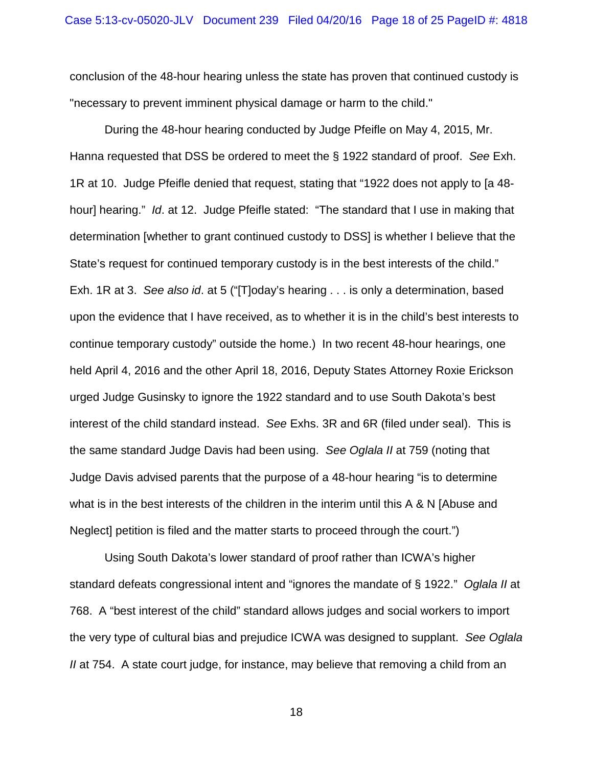conclusion of the 48-hour hearing unless the state has proven that continued custody is "necessary to prevent imminent physical damage or harm to the child."

During the 48-hour hearing conducted by Judge Pfeifle on May 4, 2015, Mr. Hanna requested that DSS be ordered to meet the § 1922 standard of proof. *See* Exh. 1R at 10. Judge Pfeifle denied that request, stating that "1922 does not apply to [a 48-hour] hearing." *Id*. at 12. Judge Pfeifle stated: "The standard that I use in making that determination [whether to grant continued custody to DSS] is whether I believe that the State's request for continued temporary custody is in the best interests of the child." Exh. 1R at 3. *See also id*. at 5 ("[T]oday's hearing . . . is only a determination, based upon the evidence that I have received, as to whether it is in the child's best interests to continue temporary custody" outside the home.) In two recent 48-hour hearings, one held April 4, 2016 and the other April 18, 2016, Deputy States Attorney Roxie Erickson urged Judge Gusinsky to ignore the 1922 standard and to use South Dakota's best interest of the child standard instead. *See* Exhs. 3R and 6R (filed under seal). This is the same standard Judge Davis had been using. *See Oglala II* at 759 (noting that Judge Davis advised parents that the purpose of a 48-hour hearing "is to determine what is in the best interests of the children in the interim until this A & N [Abuse and Neglect] petition is filed and the matter starts to proceed through the court.")

Using South Dakota's lower standard of proof rather than ICWA's higher standard defeats congressional intent and "ignores the mandate of § 1922." *Oglala II* at 768. A "best interest of the child" standard allows judges and social workers to import the very type of cultural bias and prejudice ICWA was designed to supplant. *See Oglala II* at 754. A state court judge, for instance, may believe that removing a child from an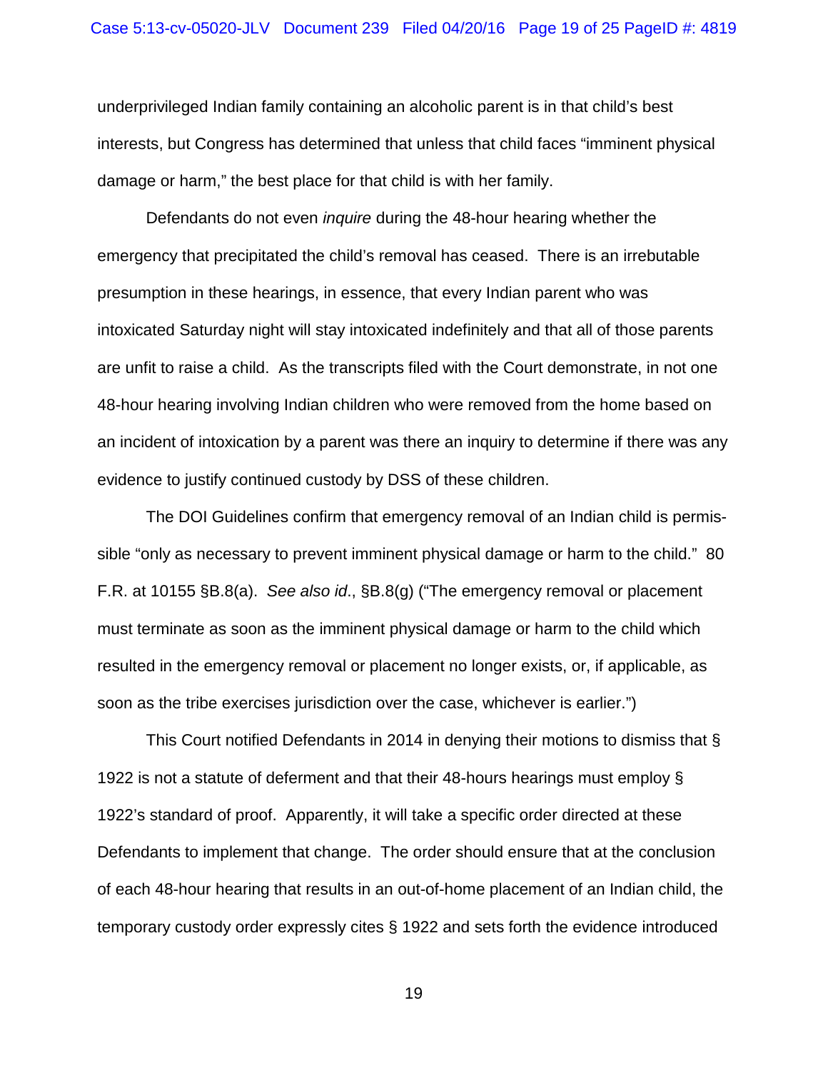underprivileged Indian family containing an alcoholic parent is in that child's best interests, but Congress has determined that unless that child faces "imminent physical damage or harm," the best place for that child is with her family.

Defendants do not even *inquire* during the 48-hour hearing whether the emergency that precipitated the child's removal has ceased. There is an irrebutable presumption in these hearings, in essence, that every Indian parent who was intoxicated Saturday night will stay intoxicated indefinitely and that all of those parents are unfit to raise a child. As the transcripts filed with the Court demonstrate, in not one 48-hour hearing involving Indian children who were removed from the home based on an incident of intoxication by a parent was there an inquiry to determine if there was any evidence to justify continued custody by DSS of these children.

The DOI Guidelines confirm that emergency removal of an Indian child is permissible "only as necessary to prevent imminent physical damage or harm to the child." 80 F.R. at 10155 §B.8(a). *See also id.*, §B.8(g) ("The emergency removal or placement must terminate as soon as the imminent physical damage or harm to the child which resulted in the emergency removal or placement no longer exists, or, if applicable, as soon as the tribe exercises jurisdiction over the case, whichever is earlier.")

This Court notified Defendants in 2014 in denying their motions to dismiss that § 1922 is not a statute of deferment and that their 48-hours hearings must employ § 1922's standard of proof. Apparently, it will take a specific order directed at these Defendants to implement that change. The order should ensure that at the conclusion of each 48-hour hearing that results in an out-of-home placement of an Indian child, the temporary custody order expressly cites § 1922 and sets forth the evidence introduced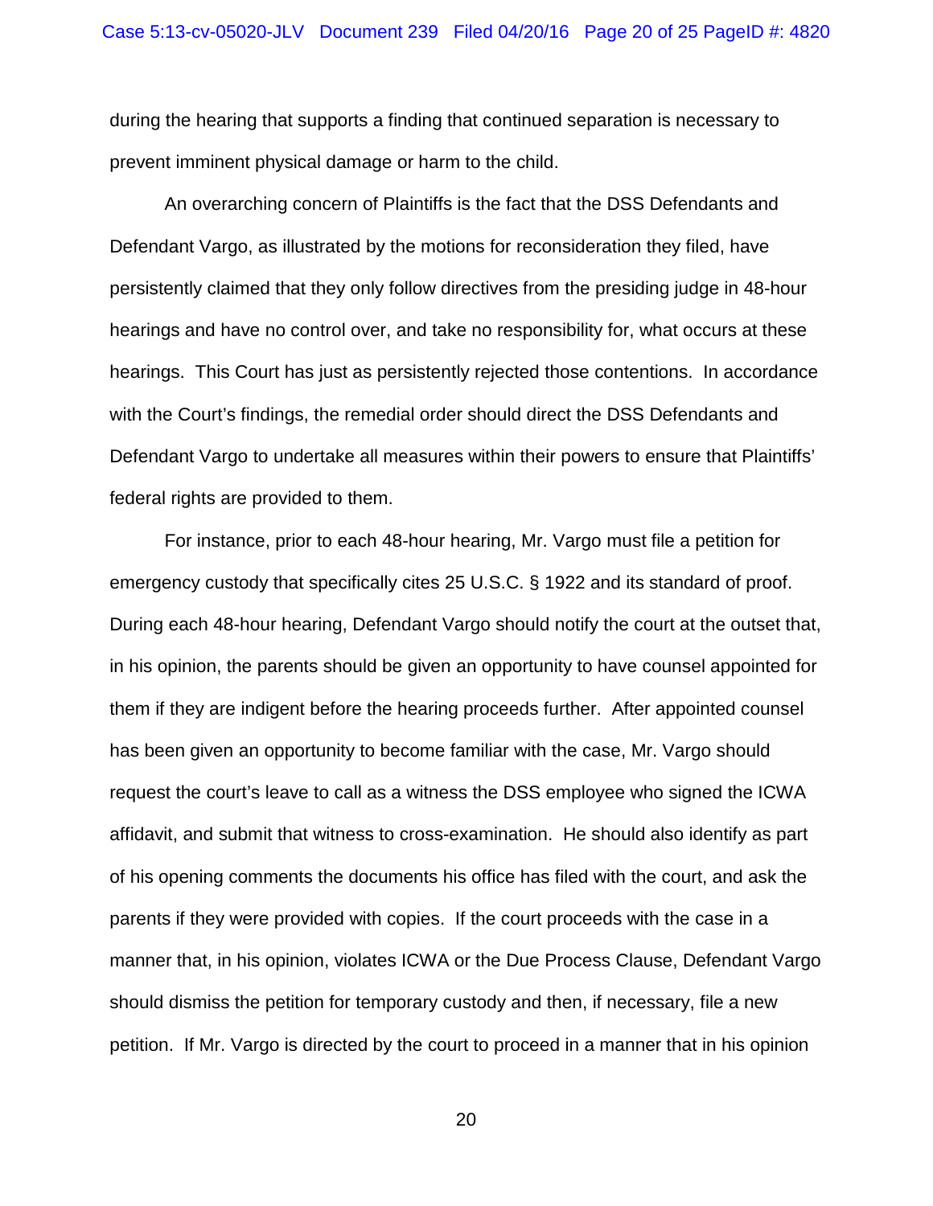during the hearing that supports a finding that continued separation is necessary to prevent imminent physical damage or harm to the child.

An overarching concern of Plaintiffs is the fact that the DSS Defendants and Defendant Vargo, as illustrated by the motions for reconsideration they filed, have persistently claimed that they only follow directives from the presiding judge in 48-hour hearings and have no control over, and take no responsibility for, what occurs at these hearings. This Court has just as persistently rejected those contentions. In accordance with the Court's findings, the remedial order should direct the DSS Defendants and Defendant Vargo to undertake all measures within their powers to ensure that Plaintiffs' federal rights are provided to them.

For instance, prior to each 48-hour hearing, Mr. Vargo must file a petition for emergency custody that specifically cites 25 U.S.C. § 1922 and its standard of proof. During each 48-hour hearing, Defendant Vargo should notify the court at the outset that, in his opinion, the parents should be given an opportunity to have counsel appointed for them if they are indigent before the hearing proceeds further. After appointed counsel has been given an opportunity to become familiar with the case, Mr. Vargo should request the court's leave to call as a witness the DSS employee who signed the ICWA affidavit, and submit that witness to cross-examination. He should also identify as part of his opening comments the documents his office has filed with the court, and ask the parents if they were provided with copies. If the court proceeds with the case in a manner that, in his opinion, violates ICWA or the Due Process Clause, Defendant Vargo should dismiss the petition for temporary custody and then, if necessary, file a new petition. If Mr. Vargo is directed by the court to proceed in a manner that in his opinion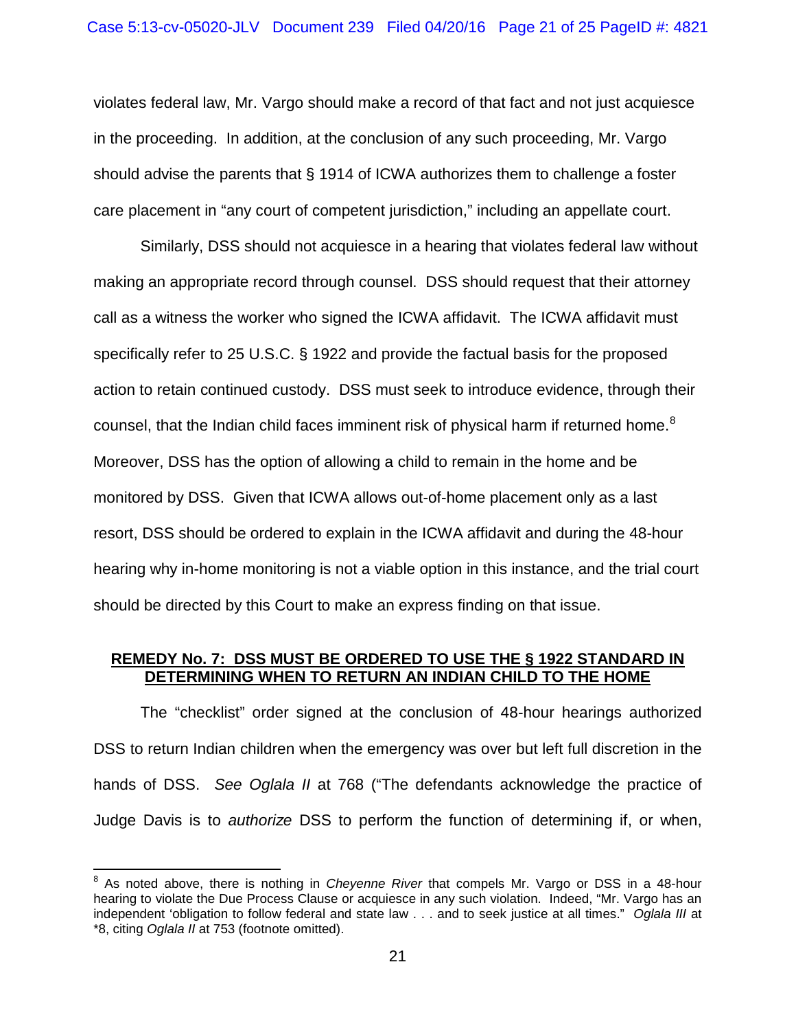violates federal law, Mr. Vargo should make a record of that fact and not just acquiesce in the proceeding. In addition, at the conclusion of any such proceeding, Mr. Vargo should advise the parents that § 1914 of ICWA authorizes them to challenge a foster care placement in "any court of competent jurisdiction," including an appellate court.

Similarly, DSS should not acquiesce in a hearing that violates federal law without making an appropriate record through counsel. DSS should request that their attorney call as a witness the worker who signed the ICWA affidavit. The ICWA affidavit must specifically refer to 25 U.S.C. § 1922 and provide the factual basis for the proposed action to retain continued custody. DSS must seek to introduce evidence, through their counsel, that the Indian child faces imminent risk of physical harm if returned home.[8] Moreover, DSS has the option of allowing a child to remain in the home and be monitored by DSS. Given that ICWA allows out-of-home placement only as a last resort, DSS should be ordered to explain in the ICWA affidavit and during the 48-hour hearing why in-home monitoring is not a viable option in this instance, and the trial court should be directed by this Court to make an express finding on that issue.

**REMEDY No. 7: DSS MUST BE ORDERED TO USE THE § 1922 STANDARD IN DETERMINING WHEN TO RETURN AN INDIAN CHILD TO THE HOME**

The "checklist" order signed at the conclusion of 48-hour hearings authorized DSS to return Indian children when the emergency was over but left full discretion in the hands of DSS. *See Oglala II* at 768 ("The defendants acknowledge the practice of Judge Davis is to *authorize* DSS to perform the function of determining if, or when,

---

[8] As noted above, there is nothing in *Cheyenne River* that compels Mr. Vargo or DSS in a 48-hour hearing to violate the Due Process Clause or acquiesce in any such violation. Indeed, "Mr. Vargo has an independent 'obligation to follow federal and state law . . . and to seek justice at all times." *Oglala III* at *8, citing *Oglala II* at 753 (footnote omitted).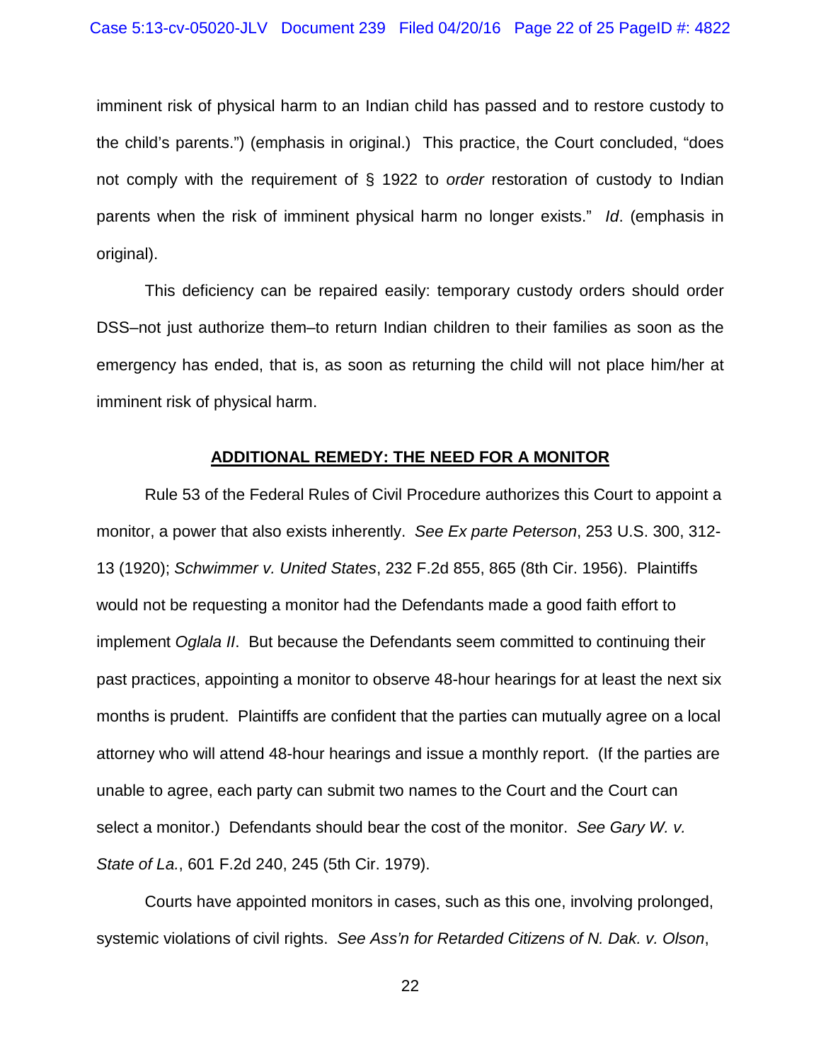imminent risk of physical harm to an Indian child has passed and to restore custody to the child's parents.") (emphasis in original.) This practice, the Court concluded, "does not comply with the requirement of § 1922 to *order* restoration of custody to Indian parents when the risk of imminent physical harm no longer exists." *Id*. (emphasis in original).

This deficiency can be repaired easily: temporary custody orders should order DSS–not just authorize them–to return Indian children to their families as soon as the emergency has ended, that is, as soon as returning the child will not place him/her at imminent risk of physical harm.

**ADDITIONAL REMEDY: THE NEED FOR A MONITOR**

Rule 53 of the Federal Rules of Civil Procedure authorizes this Court to appoint a monitor, a power that also exists inherently. *See Ex parte Peterson*, 253 U.S. 300, 312-13 (1920); *Schwimmer v. United States*, 232 F.2d 855, 865 (8th Cir. 1956). Plaintiffs would not be requesting a monitor had the Defendants made a good faith effort to implement *Oglala II*. But because the Defendants seem committed to continuing their past practices, appointing a monitor to observe 48-hour hearings for at least the next six months is prudent. Plaintiffs are confident that the parties can mutually agree on a local attorney who will attend 48-hour hearings and issue a monthly report. (If the parties are unable to agree, each party can submit two names to the Court and the Court can select a monitor.) Defendants should bear the cost of the monitor. *See Gary W. v. State of La.*, 601 F.2d 240, 245 (5th Cir. 1979).

Courts have appointed monitors in cases, such as this one, involving prolonged, systemic violations of civil rights. *See Ass'n for Retarded Citizens of N. Dak. v. Olson*,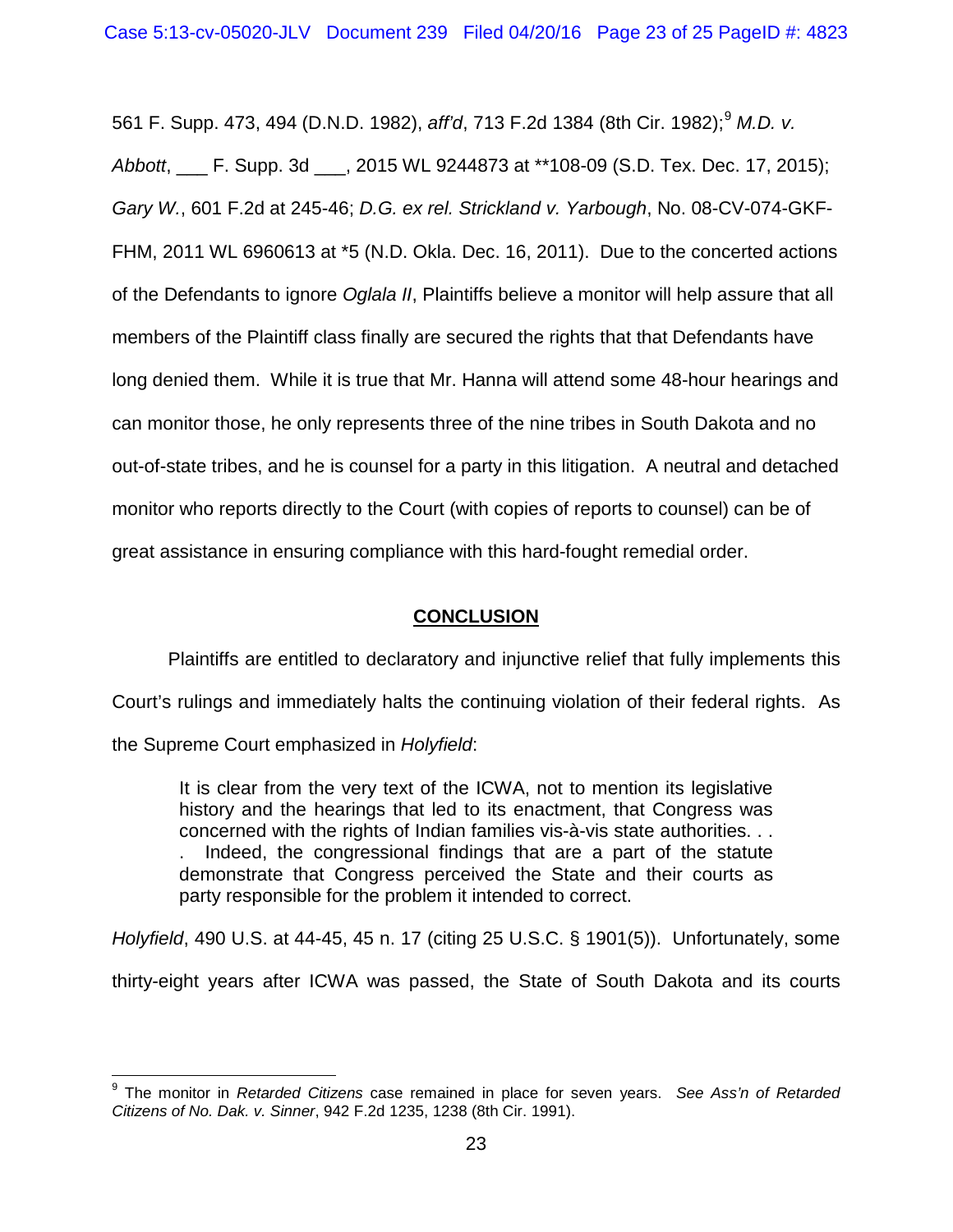561 F. Supp. 473, 494 (D.N.D. 1982), *aff'd*, 713 F.2d 1384 (8th Cir. 1982);[9] *M.D. v. Abbott*, ___ F. Supp. 3d ___, 2015 WL 9244873 at **108-09 (S.D. Tex. Dec. 17, 2015); *Gary W.*, 601 F.2d at 245-46; *D.G. ex rel. Strickland v. Yarbough*, No. 08-CV-074-GKF-FHM, 2011 WL 6960613 at *5 (N.D. Okla. Dec. 16, 2011). Due to the concerted actions of the Defendants to ignore *Oglala II*, Plaintiffs believe a monitor will help assure that all members of the Plaintiff class finally are secured the rights that that Defendants have long denied them. While it is true that Mr. Hanna will attend some 48-hour hearings and can monitor those, he only represents three of the nine tribes in South Dakota and no out-of-state tribes, and he is counsel for a party in this litigation. A neutral and detached monitor who reports directly to the Court (with copies of reports to counsel) can be of great assistance in ensuring compliance with this hard-fought remedial order.

## CONCLUSION

Plaintiffs are entitled to declaratory and injunctive relief that fully implements this Court's rulings and immediately halts the continuing violation of their federal rights. As the Supreme Court emphasized in *Holyfield*:

> It is clear from the very text of the ICWA, not to mention its legislative history and the hearings that led to its enactment, that Congress was concerned with the rights of Indian families vis-à-vis state authorities. . . . Indeed, the congressional findings that are a part of the statute demonstrate that Congress perceived the State and their courts as party responsible for the problem it intended to correct.

*Holyfield*, 490 U.S. at 44-45, 45 n. 17 (citing 25 U.S.C. § 1901(5)). Unfortunately, some thirty-eight years after ICWA was passed, the State of South Dakota and its courts

---

[9] The monitor in *Retarded Citizens* case remained in place for seven years. *See Ass'n of Retarded Citizens of No. Dak. v. Sinner*, 942 F.2d 1235, 1238 (8th Cir. 1991).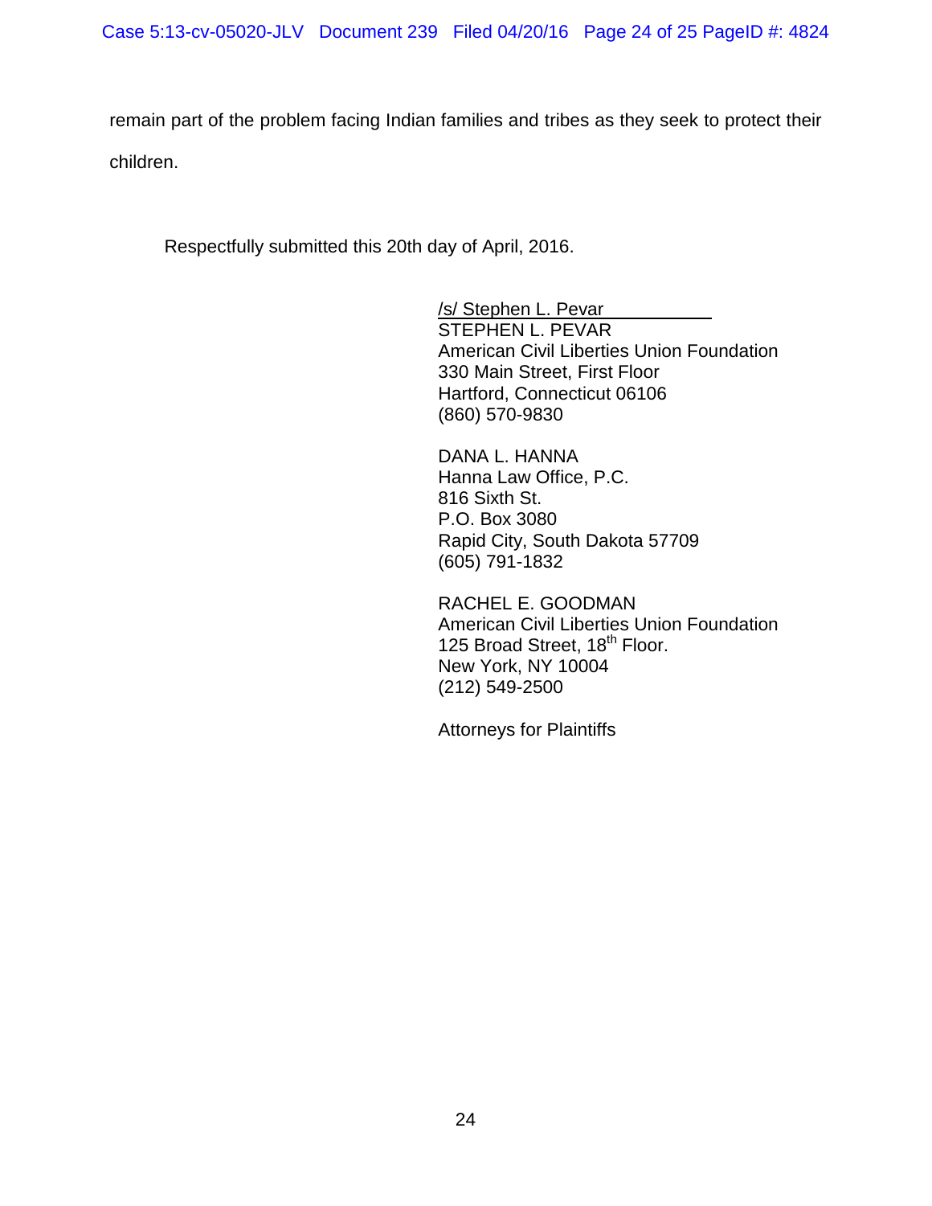remain part of the problem facing Indian families and tribes as they seek to protect their children.

Respectfully submitted this 20th day of April, 2016.

/s/ Stephen L. Pevar
STEPHEN L. PEVAR
American Civil Liberties Union Foundation
330 Main Street, First Floor
Hartford, Connecticut 06106
(860) 570-9830

DANA L. HANNA
Hanna Law Office, P.C.
816 Sixth St.
P.O. Box 3080
Rapid City, South Dakota 57709
(605) 791-1832

RACHEL E. GOODMAN
American Civil Liberties Union Foundation
125 Broad Street, 18th Floor.
New York, NY 10004
(212) 549-2500

Attorneys for Plaintiffs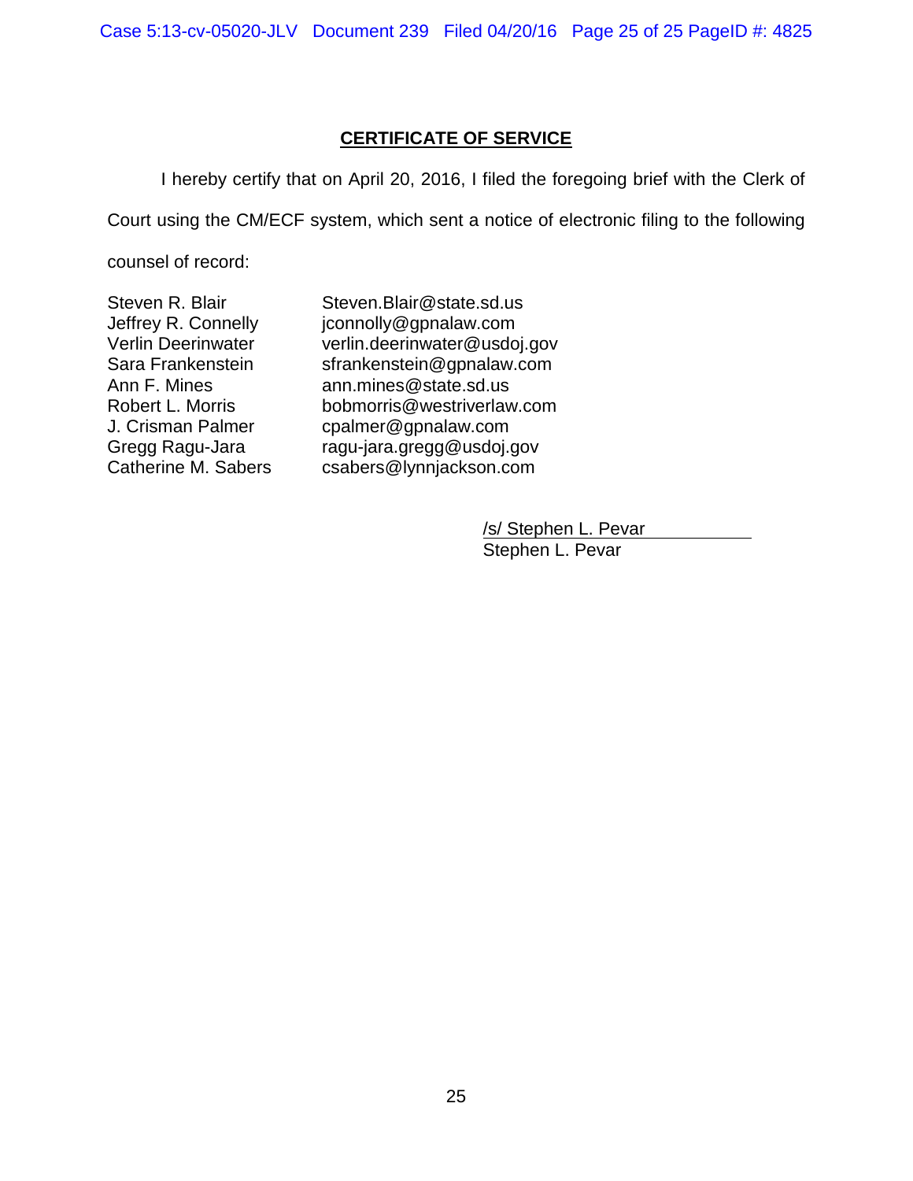## CERTIFICATE OF SERVICE

I hereby certify that on April 20, 2016, I filed the foregoing brief with the Clerk of Court using the CM/ECF system, which sent a notice of electronic filing to the following counsel of record:

| | |
|---|---|
| Steven R. Blair | Steven.Blair@state.sd.us |
| Jeffrey R. Connelly | jconnolly@gpnalaw.com |
| Verlin Deerinwater | verlin.deerinwater@usdoj.gov |
| Sara Frankenstein | sfrankenstein@gpnalaw.com |
| Ann F. Mines | ann.mines@state.sd.us |
| Robert L. Morris | bobmorris@westriverlaw.com |
| J. Crisman Palmer | cpalmer@gpnalaw.com |
| Gregg Ragu-Jara | ragu-jara.gregg@usdoj.gov |
| Catherine M. Sabers | csabers@lynnjackson.com |

/s/ Stephen L. Pevar
Stephen L. Pevar